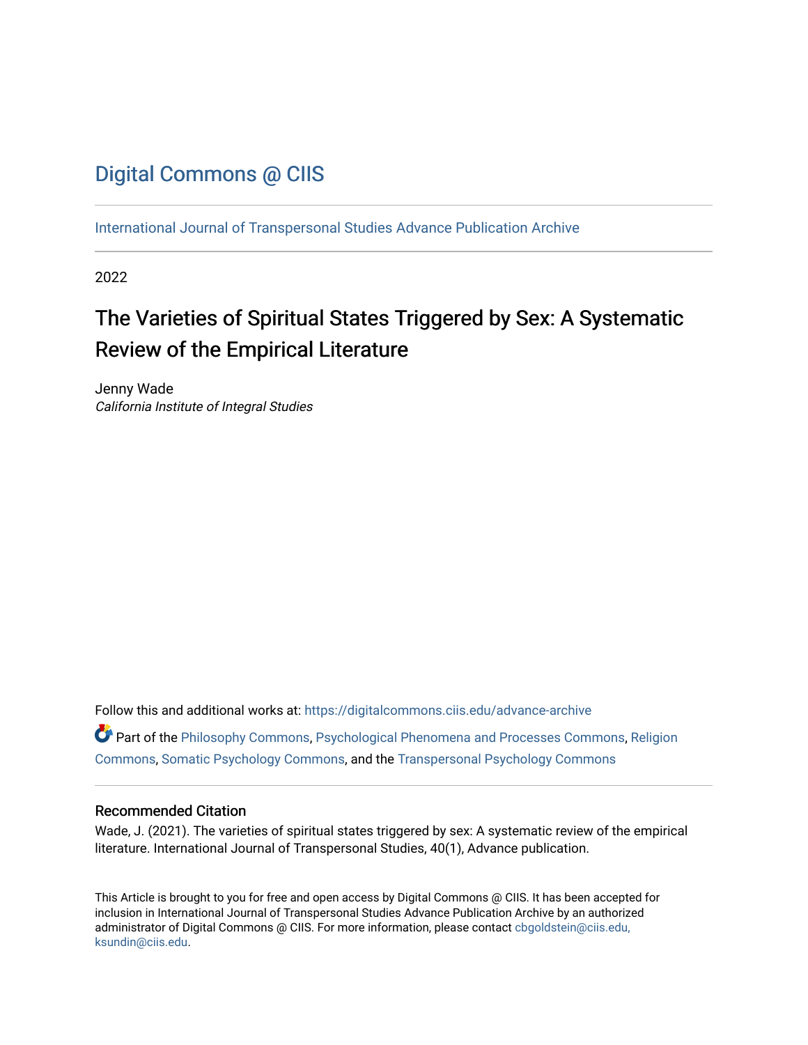# Digital Commons @ CIIS

International Journal of Transpersonal Studies Advance Publication Archive

2022

## The Varieties of Spiritual States Triggered by Sex: A Systematic Review of the Empirical Literature

Jenny Wade
*California Institute of Integral Studies*

Follow this and additional works at: https://digitalcommons.ciis.edu/advance-archive

Part of the Philosophy Commons, Psychological Phenomena and Processes Commons, Religion Commons, Somatic Psychology Commons, and the Transpersonal Psychology Commons

### Recommended Citation

Wade, J. (2021). The varieties of spiritual states triggered by sex: A systematic review of the empirical literature. International Journal of Transpersonal Studies, 40(1), Advance publication.

This Article is brought to you for free and open access by Digital Commons @ CIIS. It has been accepted for inclusion in International Journal of Transpersonal Studies Advance Publication Archive by an authorized administrator of Digital Commons @ CIIS. For more information, please contact cbgoldstein@ciis.edu, ksundin@ciis.edu.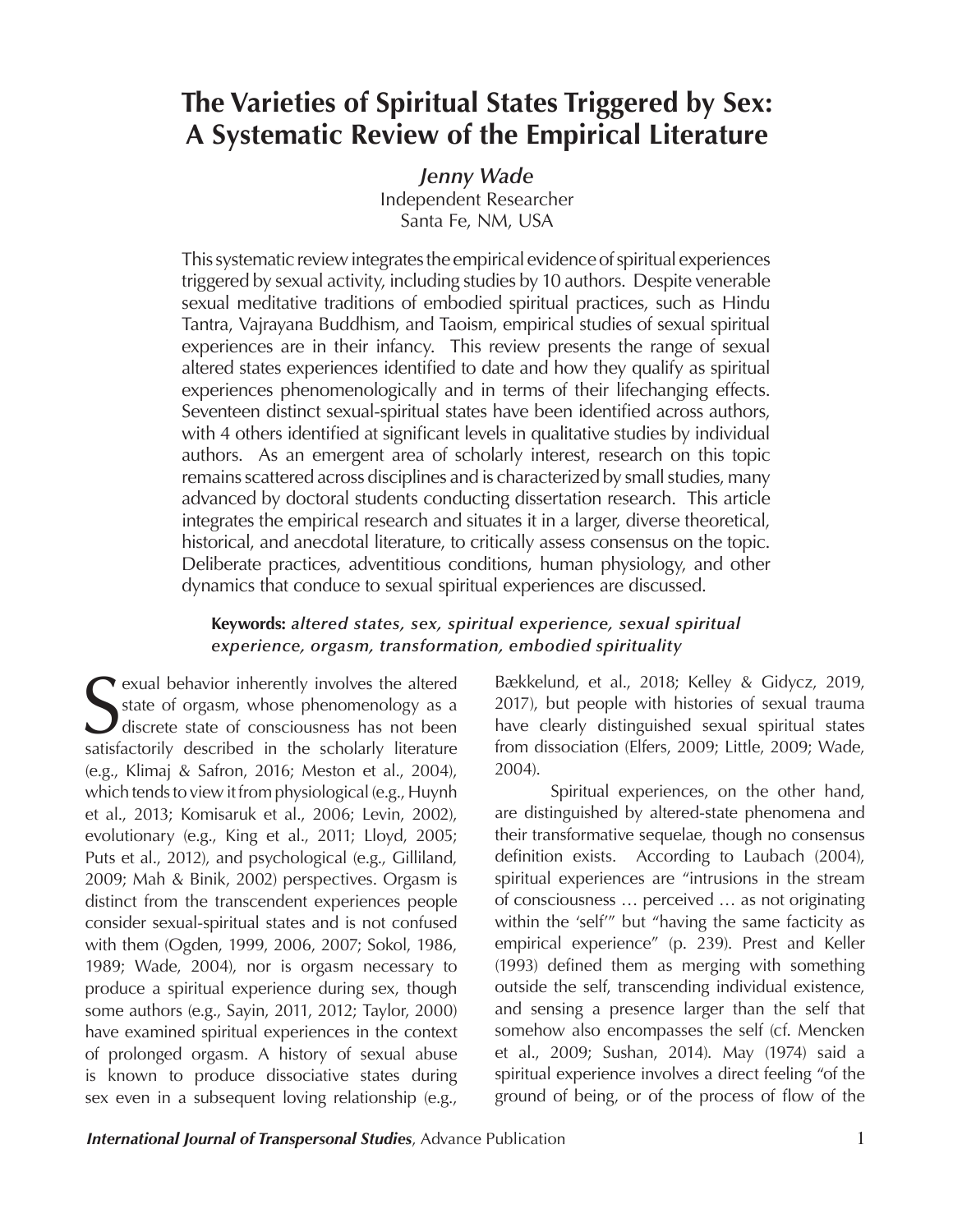# The Varieties of Spiritual States Triggered by Sex: A Systematic Review of the Empirical Literature

*Jenny Wade*
Independent Researcher
Santa Fe, NM, USA

This systematic review integrates the empirical evidence of spiritual experiences triggered by sexual activity, including studies by 10 authors. Despite venerable sexual meditative traditions of embodied spiritual practices, such as Hindu Tantra, Vajrayana Buddhism, and Taoism, empirical studies of sexual spiritual experiences are in their infancy. This review presents the range of sexual altered states experiences identified to date and how they qualify as spiritual experiences phenomenologically and in terms of their lifechanging effects. Seventeen distinct sexual-spiritual states have been identified across authors, with 4 others identified at significant levels in qualitative studies by individual authors. As an emergent area of scholarly interest, research on this topic remains scattered across disciplines and is characterized by small studies, many advanced by doctoral students conducting dissertation research. This article integrates the empirical research and situates it in a larger, diverse theoretical, historical, and anecdotal literature, to critically assess consensus on the topic. Deliberate practices, adventitious conditions, human physiology, and other dynamics that conduce to sexual spiritual experiences are discussed.

**Keywords:** *altered states, sex, spiritual experience, sexual spiritual experience, orgasm, transformation, embodied spirituality*

Sexual behavior inherently involves the altered state of orgasm, whose phenomenology as a discrete state of consciousness has not been satisfactorily described in the scholarly literature (e.g., Klimaj & Safron, 2016; Meston et al., 2004), which tends to view it from physiological (e.g., Huynh et al., 2013; Komisaruk et al., 2006; Levin, 2002), evolutionary (e.g., King et al., 2011; Lloyd, 2005; Puts et al., 2012), and psychological (e.g., Gilliland, 2009; Mah & Binik, 2002) perspectives. Orgasm is distinct from the transcendent experiences people consider sexual-spiritual states and is not confused with them (Ogden, 1999, 2006, 2007; Sokol, 1986, 1989; Wade, 2004), nor is orgasm necessary to produce a spiritual experience during sex, though some authors (e.g., Sayin, 2011, 2012; Taylor, 2000) have examined spiritual experiences in the context of prolonged orgasm. A history of sexual abuse is known to produce dissociative states during sex even in a subsequent loving relationship (e.g., Bækkelund, et al., 2018; Kelley & Gidycz, 2019, 2017), but people with histories of sexual trauma have clearly distinguished sexual spiritual states from dissociation (Elfers, 2009; Little, 2009; Wade, 2004).

Spiritual experiences, on the other hand, are distinguished by altered-state phenomena and their transformative sequelae, though no consensus definition exists. According to Laubach (2004), spiritual experiences are "intrusions in the stream of consciousness … perceived … as not originating within the 'self'" but "having the same facticity as empirical experience" (p. 239). Prest and Keller (1993) defined them as merging with something outside the self, transcending individual existence, and sensing a presence larger than the self that somehow also encompasses the self (cf. Mencken et al., 2009; Sushan, 2014). May (1974) said a spiritual experience involves a direct feeling "of the ground of being, or of the process of flow of the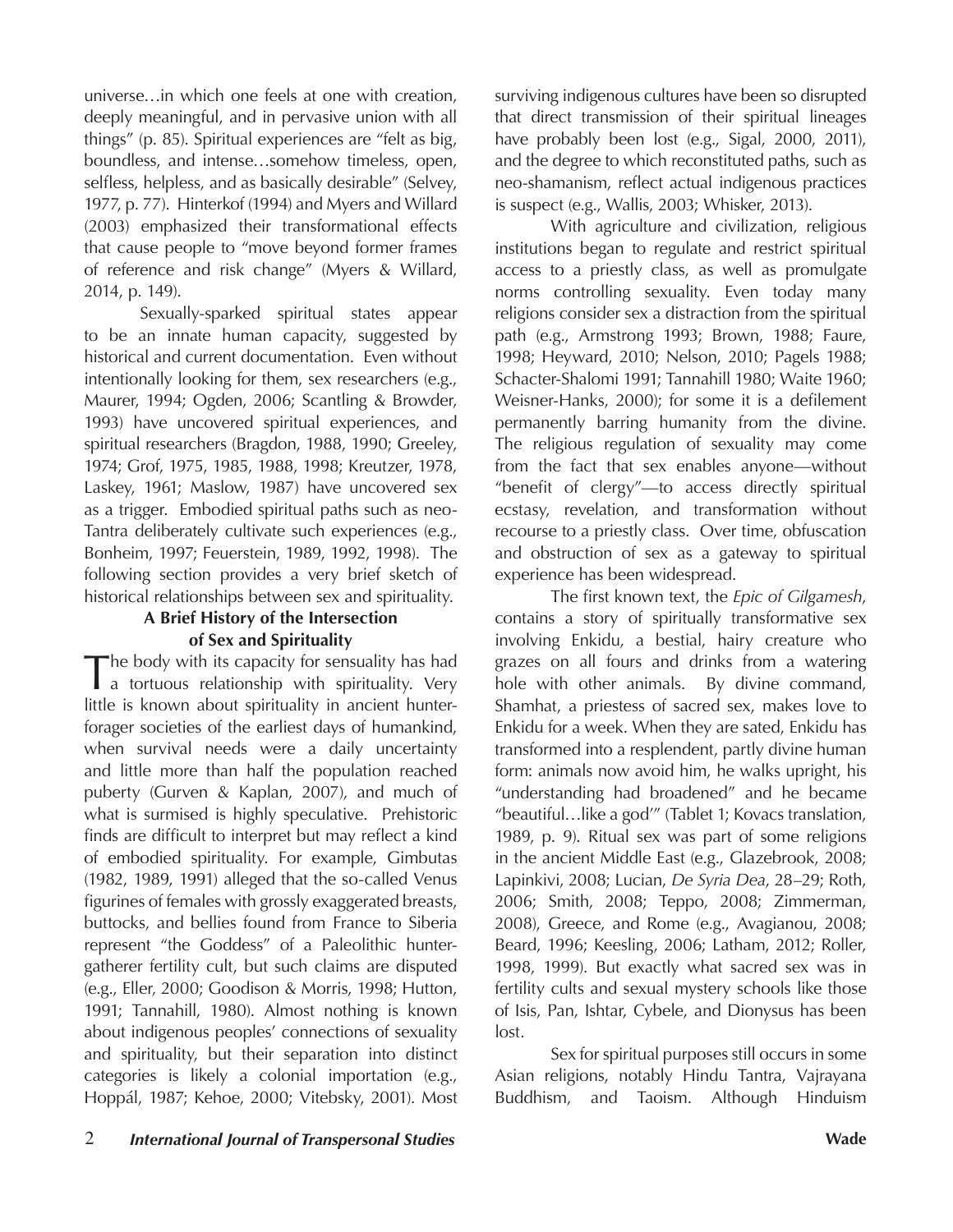universe…in which one feels at one with creation, deeply meaningful, and in pervasive union with all things" (p. 85). Spiritual experiences are "felt as big, boundless, and intense…somehow timeless, open, selfless, helpless, and as basically desirable" (Selvey, 1977, p. 77). Hinterkof (1994) and Myers and Willard (2003) emphasized their transformational effects that cause people to "move beyond former frames of reference and risk change" (Myers & Willard, 2014, p. 149).

Sexually-sparked spiritual states appear to be an innate human capacity, suggested by historical and current documentation. Even without intentionally looking for them, sex researchers (e.g., Maurer, 1994; Ogden, 2006; Scantling & Browder, 1993) have uncovered spiritual experiences, and spiritual researchers (Bragdon, 1988, 1990; Greeley, 1974; Grof, 1975, 1985, 1988, 1998; Kreutzer, 1978, Laskey, 1961; Maslow, 1987) have uncovered sex as a trigger. Embodied spiritual paths such as neo-Tantra deliberately cultivate such experiences (e.g., Bonheim, 1997; Feuerstein, 1989, 1992, 1998). The following section provides a very brief sketch of historical relationships between sex and spirituality.

## A Brief History of the Intersection of Sex and Spirituality

The body with its capacity for sensuality has had a tortuous relationship with spirituality. Very little is known about spirituality in ancient hunter-forager societies of the earliest days of humankind, when survival needs were a daily uncertainty and little more than half the population reached puberty (Gurven & Kaplan, 2007), and much of what is surmised is highly speculative. Prehistoric finds are difficult to interpret but may reflect a kind of embodied spirituality. For example, Gimbutas (1982, 1989, 1991) alleged that the so-called Venus figurines of females with grossly exaggerated breasts, buttocks, and bellies found from France to Siberia represent "the Goddess" of a Paleolithic hunter-gatherer fertility cult, but such claims are disputed (e.g., Eller, 2000; Goodison & Morris, 1998; Hutton, 1991; Tannahill, 1980). Almost nothing is known about indigenous peoples' connections of sexuality and spirituality, but their separation into distinct categories is likely a colonial importation (e.g., Hoppál, 1987; Kehoe, 2000; Vitebsky, 2001). Most surviving indigenous cultures have been so disrupted that direct transmission of their spiritual lineages have probably been lost (e.g., Sigal, 2000, 2011), and the degree to which reconstituted paths, such as neo-shamanism, reflect actual indigenous practices is suspect (e.g., Wallis, 2003; Whisker, 2013).

With agriculture and civilization, religious institutions began to regulate and restrict spiritual access to a priestly class, as well as promulgate norms controlling sexuality. Even today many religions consider sex a distraction from the spiritual path (e.g., Armstrong 1993; Brown, 1988; Faure, 1998; Heyward, 2010; Nelson, 2010; Pagels 1988; Schacter-Shalomi 1991; Tannahill 1980; Waite 1960; Weisner-Hanks, 2000); for some it is a defilement permanently barring humanity from the divine. The religious regulation of sexuality may come from the fact that sex enables anyone—without "benefit of clergy"—to access directly spiritual ecstasy, revelation, and transformation without recourse to a priestly class. Over time, obfuscation and obstruction of sex as a gateway to spiritual experience has been widespread.

The first known text, the *Epic of Gilgamesh*, contains a story of spiritually transformative sex involving Enkidu, a bestial, hairy creature who grazes on all fours and drinks from a watering hole with other animals. By divine command, Shamhat, a priestess of sacred sex, makes love to Enkidu for a week. When they are sated, Enkidu has transformed into a resplendent, partly divine human form: animals now avoid him, he walks upright, his "understanding had broadened" and he became "beautiful…like a god'" (Tablet 1; Kovacs translation, 1989, p. 9). Ritual sex was part of some religions in the ancient Middle East (e.g., Glazebrook, 2008; Lapinkivi, 2008; Lucian, *De Syria Dea*, 28–29; Roth, 2006; Smith, 2008; Teppo, 2008; Zimmerman, 2008), Greece, and Rome (e.g., Avagianou, 2008; Beard, 1996; Keesling, 2006; Latham, 2012; Roller, 1998, 1999). But exactly what sacred sex was in fertility cults and sexual mystery schools like those of Isis, Pan, Ishtar, Cybele, and Dionysus has been lost.

Sex for spiritual purposes still occurs in some Asian religions, notably Hindu Tantra, Vajrayana Buddhism, and Taoism. Although Hinduism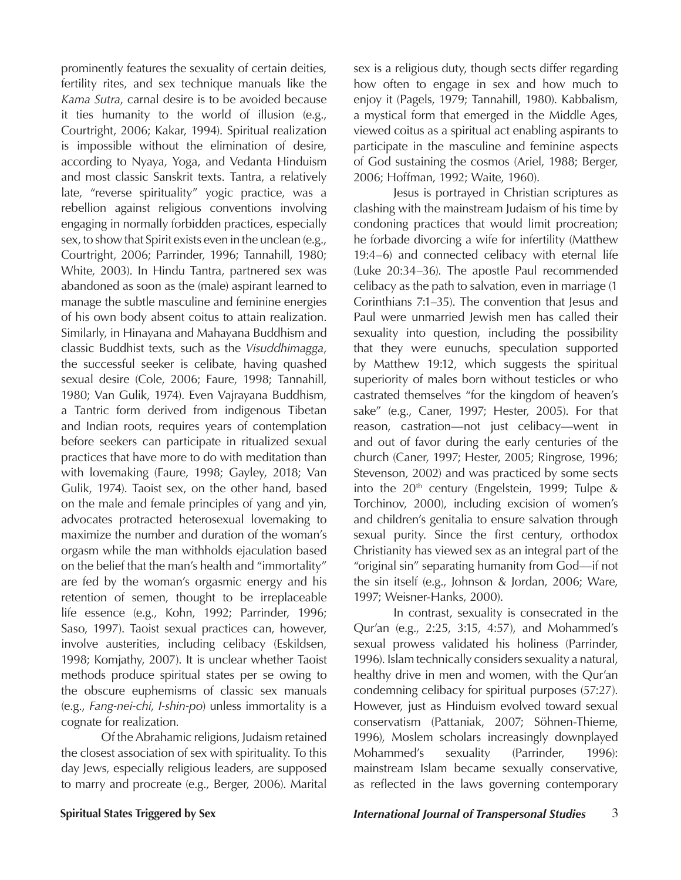prominently features the sexuality of certain deities, fertility rites, and sex technique manuals like the *Kama Sutra*, carnal desire is to be avoided because it ties humanity to the world of illusion (e.g., Courtright, 2006; Kakar, 1994). Spiritual realization is impossible without the elimination of desire, according to Nyaya, Yoga, and Vedanta Hinduism and most classic Sanskrit texts. Tantra, a relatively late, "reverse spirituality" yogic practice, was a rebellion against religious conventions involving engaging in normally forbidden practices, especially sex, to show that Spirit exists even in the unclean (e.g., Courtright, 2006; Parrinder, 1996; Tannahill, 1980; White, 2003). In Hindu Tantra, partnered sex was abandoned as soon as the (male) aspirant learned to manage the subtle masculine and feminine energies of his own body absent coitus to attain realization. Similarly, in Hinayana and Mahayana Buddhism and classic Buddhist texts, such as the *Visuddhimagga*, the successful seeker is celibate, having quashed sexual desire (Cole, 2006; Faure, 1998; Tannahill, 1980; Van Gulik, 1974). Even Vajrayana Buddhism, a Tantric form derived from indigenous Tibetan and Indian roots, requires years of contemplation before seekers can participate in ritualized sexual practices that have more to do with meditation than with lovemaking (Faure, 1998; Gayley, 2018; Van Gulik, 1974). Taoist sex, on the other hand, based on the male and female principles of yang and yin, advocates protracted heterosexual lovemaking to maximize the number and duration of the woman's orgasm while the man withholds ejaculation based on the belief that the man's health and "immortality" are fed by the woman's orgasmic energy and his retention of semen, thought to be irreplaceable life essence (e.g., Kohn, 1992; Parrinder, 1996; Saso, 1997). Taoist sexual practices can, however, involve austerities, including celibacy (Eskildsen, 1998; Komjathy, 2007). It is unclear whether Taoist methods produce spiritual states per se owing to the obscure euphemisms of classic sex manuals (e.g., *Fang-nei-chi*, *I-shin-po*) unless immortality is a cognate for realization.

Of the Abrahamic religions, Judaism retained the closest association of sex with spirituality. To this day Jews, especially religious leaders, are supposed to marry and procreate (e.g., Berger, 2006). Marital sex is a religious duty, though sects differ regarding how often to engage in sex and how much to enjoy it (Pagels, 1979; Tannahill, 1980). Kabbalism, a mystical form that emerged in the Middle Ages, viewed coitus as a spiritual act enabling aspirants to participate in the masculine and feminine aspects of God sustaining the cosmos (Ariel, 1988; Berger, 2006; Hoffman, 1992; Waite, 1960).

Jesus is portrayed in Christian scriptures as clashing with the mainstream Judaism of his time by condoning practices that would limit procreation; he forbade divorcing a wife for infertility (Matthew 19:4–6) and connected celibacy with eternal life (Luke 20:34–36). The apostle Paul recommended celibacy as the path to salvation, even in marriage (1 Corinthians 7:1–35). The convention that Jesus and Paul were unmarried Jewish men has called their sexuality into question, including the possibility that they were eunuchs, speculation supported by Matthew 19:12, which suggests the spiritual superiority of males born without testicles or who castrated themselves "for the kingdom of heaven's sake" (e.g., Caner, 1997; Hester, 2005). For that reason, castration—not just celibacy—went in and out of favor during the early centuries of the church (Caner, 1997; Hester, 2005; Ringrose, 1996; Stevenson, 2002) and was practiced by some sects into the 20th century (Engelstein, 1999; Tulpe & Torchinov, 2000), including excision of women's and children's genitalia to ensure salvation through sexual purity. Since the first century, orthodox Christianity has viewed sex as an integral part of the "original sin" separating humanity from God—if not the sin itself (e.g., Johnson & Jordan, 2006; Ware, 1997; Weisner-Hanks, 2000).

In contrast, sexuality is consecrated in the Qur'an (e.g., 2:25, 3:15, 4:57), and Mohammed's sexual prowess validated his holiness (Parrinder, 1996). Islam technically considers sexuality a natural, healthy drive in men and women, with the Qur'an condemning celibacy for spiritual purposes (57:27). However, just as Hinduism evolved toward sexual conservatism (Pattaniak, 2007; Söhnen-Thieme, 1996), Moslem scholars increasingly downplayed Mohammed's sexuality (Parrinder, 1996): mainstream Islam became sexually conservative, as reflected in the laws governing contemporary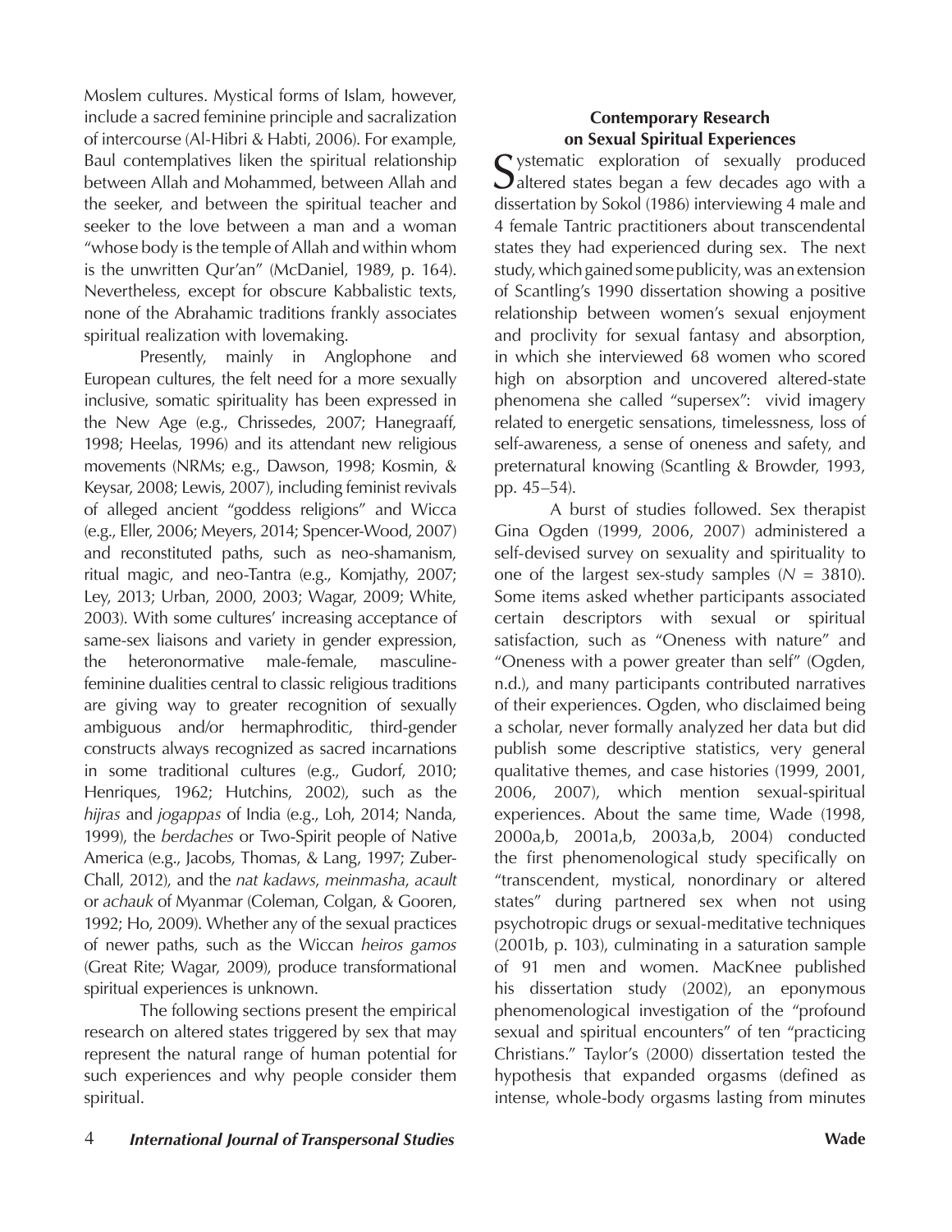Moslem cultures. Mystical forms of Islam, however, include a sacred feminine principle and sacralization of intercourse (Al-Hibri & Habti, 2006). For example, Baul contemplatives liken the spiritual relationship between Allah and Mohammed, between Allah and the seeker, and between the spiritual teacher and seeker to the love between a man and a woman "whose body is the temple of Allah and within whom is the unwritten Qur'an" (McDaniel, 1989, p. 164). Nevertheless, except for obscure Kabbalistic texts, none of the Abrahamic traditions frankly associates spiritual realization with lovemaking.

Presently, mainly in Anglophone and European cultures, the felt need for a more sexually inclusive, somatic spirituality has been expressed in the New Age (e.g., Chrissedes, 2007; Hanegraaff, 1998; Heelas, 1996) and its attendant new religious movements (NRMs; e.g., Dawson, 1998; Kosmin, & Keysar, 2008; Lewis, 2007), including feminist revivals of alleged ancient "goddess religions" and Wicca (e.g., Eller, 2006; Meyers, 2014; Spencer-Wood, 2007) and reconstituted paths, such as neo-shamanism, ritual magic, and neo-Tantra (e.g., Komjathy, 2007; Ley, 2013; Urban, 2000, 2003; Wagar, 2009; White, 2003). With some cultures' increasing acceptance of same-sex liaisons and variety in gender expression, the heteronormative male-female, masculine-feminine dualities central to classic religious traditions are giving way to greater recognition of sexually ambiguous and/or hermaphroditic, third-gender constructs always recognized as sacred incarnations in some traditional cultures (e.g., Gudorf, 2010; Henriques, 1962; Hutchins, 2002), such as the *hijras* and *jogappas* of India (e.g., Loh, 2014; Nanda, 1999), the *berdaches* or Two-Spirit people of Native America (e.g., Jacobs, Thomas, & Lang, 1997; Zuber-Chall, 2012), and the *nat kadaws*, *meinmasha*, *acault* or *achauk* of Myanmar (Coleman, Colgan, & Gooren, 1992; Ho, 2009). Whether any of the sexual practices of newer paths, such as the Wiccan *heiros gamos* (Great Rite; Wagar, 2009), produce transformational spiritual experiences is unknown.

The following sections present the empirical research on altered states triggered by sex that may represent the natural range of human potential for such experiences and why people consider them spiritual.

## Contemporary Research on Sexual Spiritual Experiences

Systematic exploration of sexually produced altered states began a few decades ago with a dissertation by Sokol (1986) interviewing 4 male and 4 female Tantric practitioners about transcendental states they had experienced during sex. The next study, which gained some publicity, was an extension of Scantling's 1990 dissertation showing a positive relationship between women's sexual enjoyment and proclivity for sexual fantasy and absorption, in which she interviewed 68 women who scored high on absorption and uncovered altered-state phenomena she called "supersex": vivid imagery related to energetic sensations, timelessness, loss of self-awareness, a sense of oneness and safety, and preternatural knowing (Scantling & Browder, 1993, pp. 45–54).

A burst of studies followed. Sex therapist Gina Ogden (1999, 2006, 2007) administered a self-devised survey on sexuality and spirituality to one of the largest sex-study samples ($N$ = 3810). Some items asked whether participants associated certain descriptors with sexual or spiritual satisfaction, such as "Oneness with nature" and "Oneness with a power greater than self" (Ogden, n.d.), and many participants contributed narratives of their experiences. Ogden, who disclaimed being a scholar, never formally analyzed her data but did publish some descriptive statistics, very general qualitative themes, and case histories (1999, 2001, 2006, 2007), which mention sexual-spiritual experiences. About the same time, Wade (1998, 2000a,b, 2001a,b, 2003a,b, 2004) conducted the first phenomenological study specifically on "transcendent, mystical, nonordinary or altered states" during partnered sex when not using psychotropic drugs or sexual-meditative techniques (2001b, p. 103), culminating in a saturation sample of 91 men and women. MacKnee published his dissertation study (2002), an eponymous phenomenological investigation of the "profound sexual and spiritual encounters" of ten "practicing Christians." Taylor's (2000) dissertation tested the hypothesis that expanded orgasms (defined as intense, whole-body orgasms lasting from minutes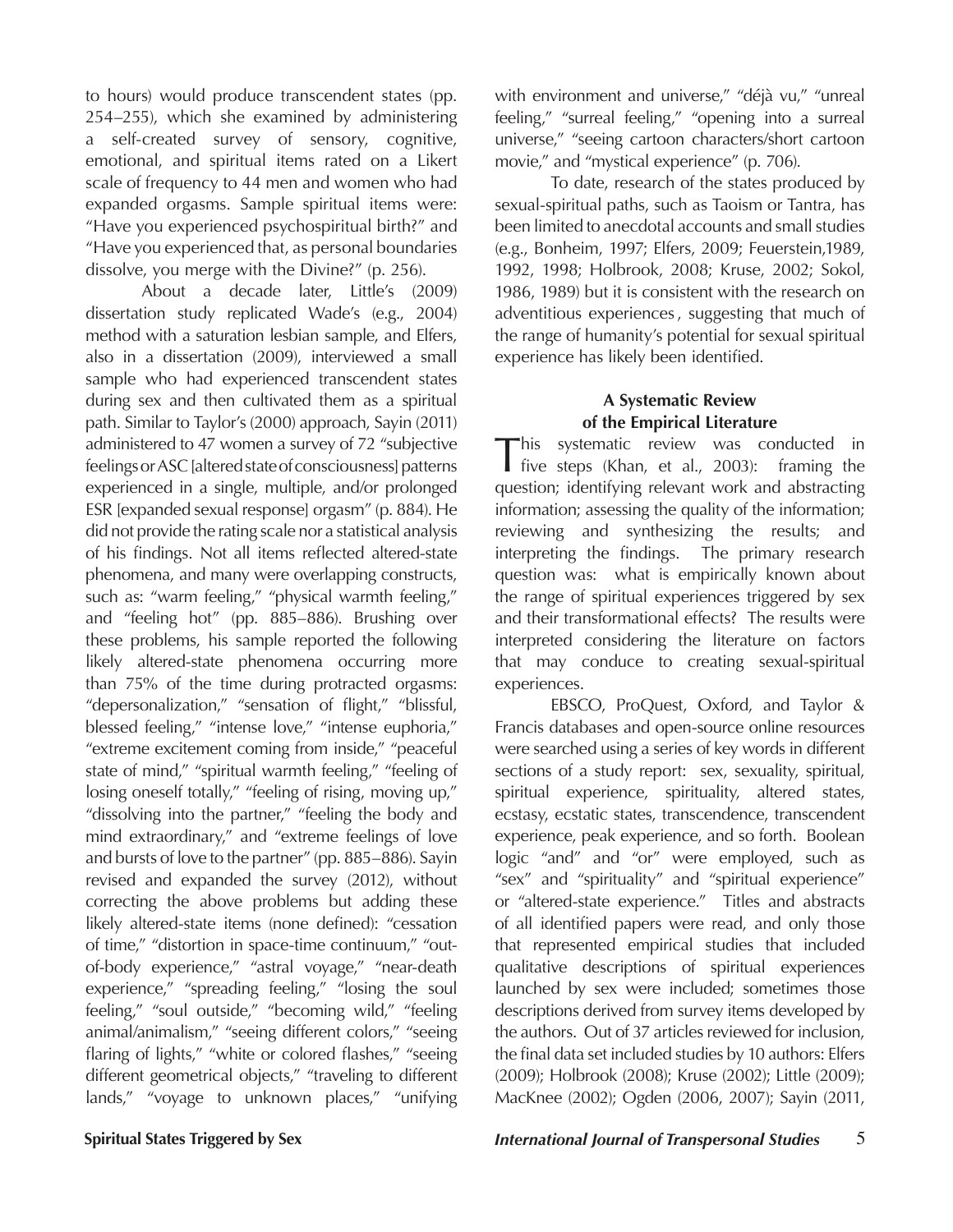to hours) would produce transcendent states (pp. 254–255), which she examined by administering a self-created survey of sensory, cognitive, emotional, and spiritual items rated on a Likert scale of frequency to 44 men and women who had expanded orgasms. Sample spiritual items were: "Have you experienced psychospiritual birth?" and "Have you experienced that, as personal boundaries dissolve, you merge with the Divine?" (p. 256).

About a decade later, Little's (2009) dissertation study replicated Wade's (e.g., 2004) method with a saturation lesbian sample, and Elfers, also in a dissertation (2009), interviewed a small sample who had experienced transcendent states during sex and then cultivated them as a spiritual path. Similar to Taylor's (2000) approach, Sayin (2011) administered to 47 women a survey of 72 "subjective feelings or ASC [altered state of consciousness] patterns experienced in a single, multiple, and/or prolonged ESR [expanded sexual response] orgasm" (p. 884). He did not provide the rating scale nor a statistical analysis of his findings. Not all items reflected altered-state phenomena, and many were overlapping constructs, such as: "warm feeling," "physical warmth feeling," and "feeling hot" (pp. 885–886). Brushing over these problems, his sample reported the following likely altered-state phenomena occurring more than 75% of the time during protracted orgasms: "depersonalization," "sensation of flight," "blissful, blessed feeling," "intense love," "intense euphoria," "extreme excitement coming from inside," "peaceful state of mind," "spiritual warmth feeling," "feeling of losing oneself totally," "feeling of rising, moving up," "dissolving into the partner," "feeling the body and mind extraordinary," and "extreme feelings of love and bursts of love to the partner" (pp. 885–886). Sayin revised and expanded the survey (2012), without correcting the above problems but adding these likely altered-state items (none defined): "cessation of time," "distortion in space-time continuum," "out-of-body experience," "astral voyage," "near-death experience," "spreading feeling," "losing the soul feeling," "soul outside," "becoming wild," "feeling animal/animalism," "seeing different colors," "seeing flaring of lights," "white or colored flashes," "seeing different geometrical objects," "traveling to different lands," "voyage to unknown places," "unifying with environment and universe," "déjà vu," "unreal feeling," "surreal feeling," "opening into a surreal universe," "seeing cartoon characters/short cartoon movie," and "mystical experience" (p. 706).

To date, research of the states produced by sexual-spiritual paths, such as Taoism or Tantra, has been limited to anecdotal accounts and small studies (e.g., Bonheim, 1997; Elfers, 2009; Feuerstein,1989, 1992, 1998; Holbrook, 2008; Kruse, 2002; Sokol, 1986, 1989) but it is consistent with the research on adventitious experiences, suggesting that much of the range of humanity's potential for sexual spiritual experience has likely been identified.

## A Systematic Review of the Empirical Literature

This systematic review was conducted in five steps (Khan, et al., 2003): framing the question; identifying relevant work and abstracting information; assessing the quality of the information; reviewing and synthesizing the results; and interpreting the findings. The primary research question was: what is empirically known about the range of spiritual experiences triggered by sex and their transformational effects? The results were interpreted considering the literature on factors that may conduce to creating sexual-spiritual experiences.

EBSCO, ProQuest, Oxford, and Taylor & Francis databases and open-source online resources were searched using a series of key words in different sections of a study report: sex, sexuality, spiritual, spiritual experience, spirituality, altered states, ecstasy, ecstatic states, transcendence, transcendent experience, peak experience, and so forth. Boolean logic "and" and "or" were employed, such as "sex" and "spirituality" and "spiritual experience" or "altered-state experience." Titles and abstracts of all identified papers were read, and only those that represented empirical studies that included qualitative descriptions of spiritual experiences launched by sex were included; sometimes those descriptions derived from survey items developed by the authors. Out of 37 articles reviewed for inclusion, the final data set included studies by 10 authors: Elfers (2009); Holbrook (2008); Kruse (2002); Little (2009); MacKnee (2002); Ogden (2006, 2007); Sayin (2011,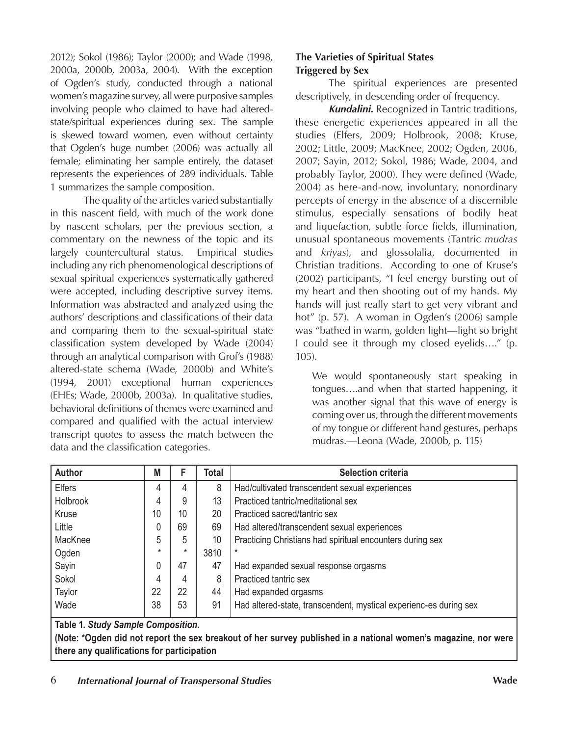2012); Sokol (1986); Taylor (2000); and Wade (1998, 2000a, 2000b, 2003a, 2004). With the exception of Ogden's study, conducted through a national women's magazine survey, all were purposive samples involving people who claimed to have had altered-state/spiritual experiences during sex. The sample is skewed toward women, even without certainty that Ogden's huge number (2006) was actually all female; eliminating her sample entirely, the dataset represents the experiences of 289 individuals. Table 1 summarizes the sample composition.

The quality of the articles varied substantially in this nascent field, with much of the work done by nascent scholars, per the previous section, a commentary on the newness of the topic and its largely countercultural status. Empirical studies including any rich phenomenological descriptions of sexual spiritual experiences systematically gathered were accepted, including descriptive survey items. Information was abstracted and analyzed using the authors' descriptions and classifications of their data and comparing them to the sexual-spiritual state classification system developed by Wade (2004) through an analytical comparison with Grof's (1988) altered-state schema (Wade, 2000b) and White's (1994, 2001) exceptional human experiences (EHEs; Wade, 2000b, 2003a). In qualitative studies, behavioral definitions of themes were examined and compared and qualified with the actual interview transcript quotes to assess the match between the data and the classification categories.

## The Varieties of Spiritual States Triggered by Sex

The spiritual experiences are presented descriptively, in descending order of frequency.

***Kundalini.*** Recognized in Tantric traditions, these energetic experiences appeared in all the studies (Elfers, 2009; Holbrook, 2008; Kruse, 2002; Little, 2009; MacKnee, 2002; Ogden, 2006, 2007; Sayin, 2012; Sokol, 1986; Wade, 2004, and probably Taylor, 2000). They were defined (Wade, 2004) as here-and-now, involuntary, nonordinary percepts of energy in the absence of a discernible stimulus, especially sensations of bodily heat and liquefaction, subtle force fields, illumination, unusual spontaneous movements (Tantric *mudras* and *kriyas*), and glossolalia, documented in Christian traditions. According to one of Kruse's (2002) participants, "I feel energy bursting out of my heart and then shooting out of my hands. My hands will just really start to get very vibrant and hot" (p. 57). A woman in Ogden's (2006) sample was "bathed in warm, golden light—light so bright I could see it through my closed eyelids…." (p. 105).

> We would spontaneously start speaking in tongues….and when that started happening, it was another signal that this wave of energy is coming over us, through the different movements of my tongue or different hand gestures, perhaps mudras.—Leona (Wade, 2000b, p. 115)

| Author | M | F | Total | Selection criteria |
|---|---|---|---|---|
| Elfers | 4 | 4 | 8 | Had/cultivated transcendent sexual experiences |
| Holbrook | 4 | 9 | 13 | Practiced tantric/meditational sex |
| Kruse | 10 | 10 | 20 | Practiced sacred/tantric sex |
| Little | 0 | 69 | 69 | Had altered/transcendent sexual experiences |
| MacKnee | 5 | 5 | 10 | Practicing Christians had spiritual encounters during sex |
| Ogden | * | * | 3810 | * |
| Sayin | 0 | 47 | 47 | Had expanded sexual response orgasms |
| Sokol | 4 | 4 | 8 | Practiced tantric sex |
| Taylor | 22 | 22 | 44 | Had expanded orgasms |
| Wade | 38 | 53 | 91 | Had altered-state, transcendent, mystical experienc-es during sex |

**Table 1. *Study Sample Composition.***
**(Note: *Ogden did not report the sex breakout of her survey published in a national women's magazine, nor were there any qualifications for participation**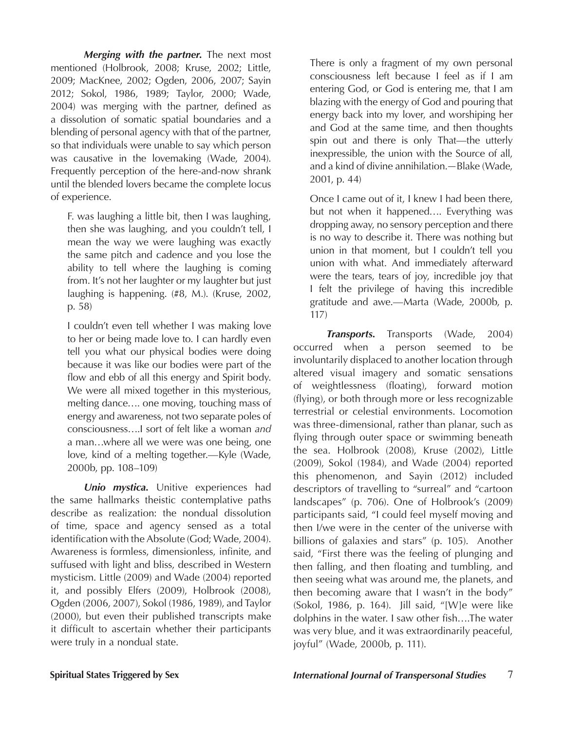***Merging with the partner.*** The next most mentioned (Holbrook, 2008; Kruse, 2002; Little, 2009; MacKnee, 2002; Ogden, 2006, 2007; Sayin 2012; Sokol, 1986, 1989; Taylor, 2000; Wade, 2004) was merging with the partner, defined as a dissolution of somatic spatial boundaries and a blending of personal agency with that of the partner, so that individuals were unable to say which person was causative in the lovemaking (Wade, 2004). Frequently perception of the here-and-now shrank until the blended lovers became the complete locus of experience.

> F. was laughing a little bit, then I was laughing, then she was laughing, and you couldn't tell, I mean the way we were laughing was exactly the same pitch and cadence and you lose the ability to tell where the laughing is coming from. It's not her laughter or my laughter but just laughing is happening. (#8, M.). (Kruse, 2002, p. 58)

> I couldn't even tell whether I was making love to her or being made love to. I can hardly even tell you what our physical bodies were doing because it was like our bodies were part of the flow and ebb of all this energy and Spirit body. We were all mixed together in this mysterious, melting dance…. one moving, touching mass of energy and awareness, not two separate poles of consciousness….I sort of felt like a woman *and* a man…where all we were was one being, one love, kind of a melting together.—Kyle (Wade, 2000b, pp. 108–109)

***Unio mystica.*** Unitive experiences had the same hallmarks theistic contemplative paths describe as realization: the nondual dissolution of time, space and agency sensed as a total identification with the Absolute (God; Wade, 2004). Awareness is formless, dimensionless, infinite, and suffused with light and bliss, described in Western mysticism. Little (2009) and Wade (2004) reported it, and possibly Elfers (2009), Holbrook (2008), Ogden (2006, 2007), Sokol (1986, 1989), and Taylor (2000), but even their published transcripts make it difficult to ascertain whether their participants were truly in a nondual state.

> There is only a fragment of my own personal consciousness left because I feel as if I am entering God, or God is entering me, that I am blazing with the energy of God and pouring that energy back into my lover, and worshiping her and God at the same time, and then thoughts spin out and there is only That—the utterly inexpressible, the union with the Source of all, and a kind of divine annihilation.—Blake (Wade, 2001, p. 44)

> Once I came out of it, I knew I had been there, but not when it happened…. Everything was dropping away, no sensory perception and there is no way to describe it. There was nothing but union in that moment, but I couldn't tell you union with what. And immediately afterward were the tears, tears of joy, incredible joy that I felt the privilege of having this incredible gratitude and awe.—Marta (Wade, 2000b, p. 117)

***Transports.*** Transports (Wade, 2004) occurred when a person seemed to be involuntarily displaced to another location through altered visual imagery and somatic sensations of weightlessness (floating), forward motion (flying), or both through more or less recognizable terrestrial or celestial environments. Locomotion was three-dimensional, rather than planar, such as flying through outer space or swimming beneath the sea. Holbrook (2008), Kruse (2002), Little (2009), Sokol (1984), and Wade (2004) reported this phenomenon, and Sayin (2012) included descriptors of travelling to "surreal" and "cartoon landscapes" (p. 706). One of Holbrook's (2009) participants said, "I could feel myself moving and then I/we were in the center of the universe with billions of galaxies and stars" (p. 105). Another said, "First there was the feeling of plunging and then falling, and then floating and tumbling, and then seeing what was around me, the planets, and then becoming aware that I wasn't in the body" (Sokol, 1986, p. 164). Jill said, "[W]e were like dolphins in the water. I saw other fish….The water was very blue, and it was extraordinarily peaceful, joyful" (Wade, 2000b, p. 111).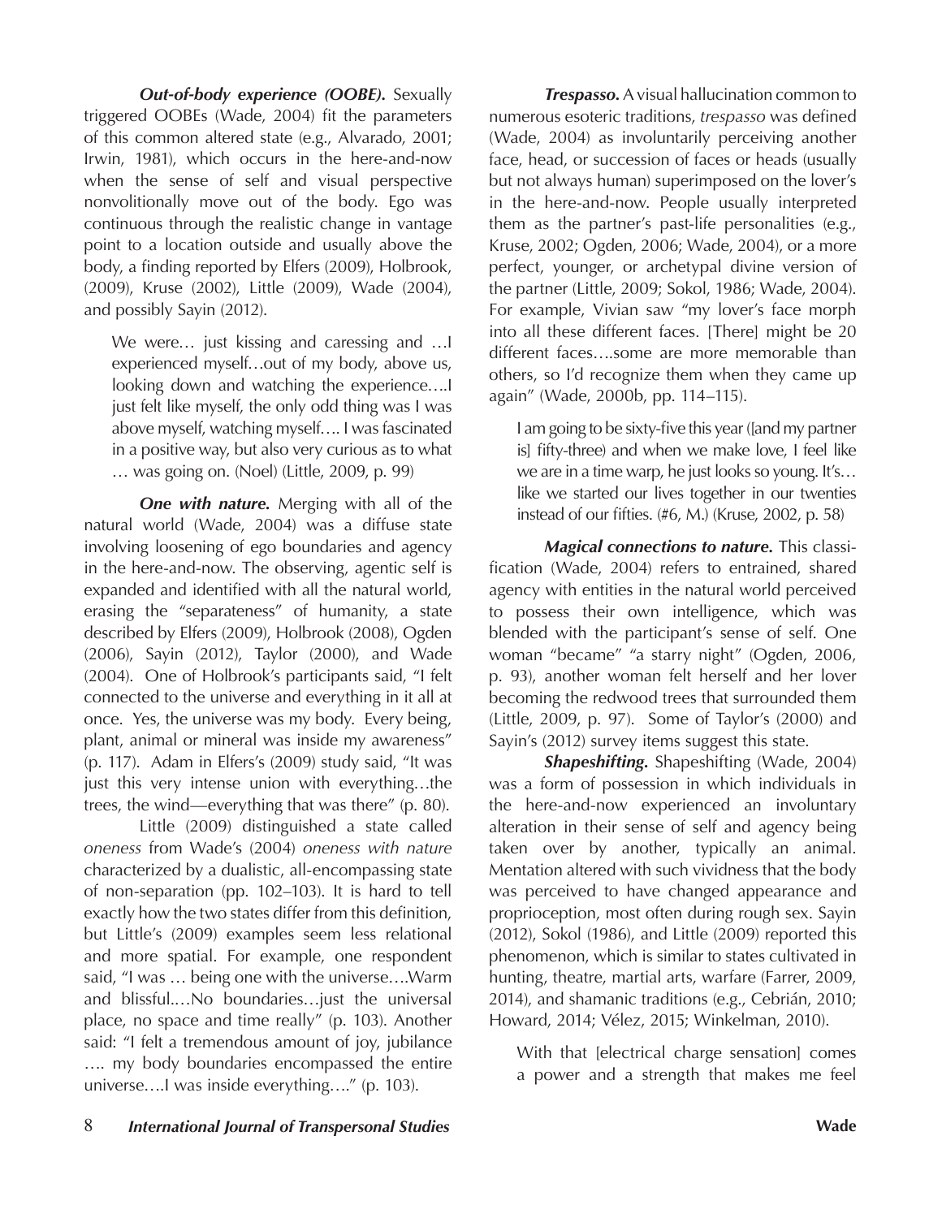***Out-of-body experience (OOBE).*** Sexually triggered OOBEs (Wade, 2004) fit the parameters of this common altered state (e.g., Alvarado, 2001; Irwin, 1981), which occurs in the here-and-now when the sense of self and visual perspective nonvolitionally move out of the body. Ego was continuous through the realistic change in vantage point to a location outside and usually above the body, a finding reported by Elfers (2009), Holbrook, (2009), Kruse (2002), Little (2009), Wade (2004), and possibly Sayin (2012).

> We were… just kissing and caressing and …I experienced myself…out of my body, above us, looking down and watching the experience….I just felt like myself, the only odd thing was I was above myself, watching myself…. I was fascinated in a positive way, but also very curious as to what … was going on. (Noel) (Little, 2009, p. 99)

***One with nature.*** Merging with all of the natural world (Wade, 2004) was a diffuse state involving loosening of ego boundaries and agency in the here-and-now. The observing, agentic self is expanded and identified with all the natural world, erasing the "separateness" of humanity, a state described by Elfers (2009), Holbrook (2008), Ogden (2006), Sayin (2012), Taylor (2000), and Wade (2004). One of Holbrook's participants said, "I felt connected to the universe and everything in it all at once. Yes, the universe was my body. Every being, plant, animal or mineral was inside my awareness" (p. 117). Adam in Elfers's (2009) study said, "It was just this very intense union with everything…the trees, the wind—everything that was there" (p. 80).

Little (2009) distinguished a state called *oneness* from Wade's (2004) *oneness with nature* characterized by a dualistic, all-encompassing state of non-separation (pp. 102–103). It is hard to tell exactly how the two states differ from this definition, but Little's (2009) examples seem less relational and more spatial. For example, one respondent said, "I was … being one with the universe….Warm and blissful.…No boundaries…just the universal place, no space and time really" (p. 103). Another said: "I felt a tremendous amount of joy, jubilance …. my body boundaries encompassed the entire universe….I was inside everything…." (p. 103).

***Trespasso.*** A visual hallucination common to numerous esoteric traditions, *trespasso* was defined (Wade, 2004) as involuntarily perceiving another face, head, or succession of faces or heads (usually but not always human) superimposed on the lover's in the here-and-now. People usually interpreted them as the partner's past-life personalities (e.g., Kruse, 2002; Ogden, 2006; Wade, 2004), or a more perfect, younger, or archetypal divine version of the partner (Little, 2009; Sokol, 1986; Wade, 2004). For example, Vivian saw "my lover's face morph into all these different faces. [There] might be 20 different faces….some are more memorable than others, so I'd recognize them when they came up again" (Wade, 2000b, pp. 114–115).

> I am going to be sixty-five this year ([and my partner is] fifty-three) and when we make love, I feel like we are in a time warp, he just looks so young. It's… like we started our lives together in our twenties instead of our fifties. (#6, M.) (Kruse, 2002, p. 58)

***Magical connections to nature.*** This classification (Wade, 2004) refers to entrained, shared agency with entities in the natural world perceived to possess their own intelligence, which was blended with the participant's sense of self. One woman "became" "a starry night" (Ogden, 2006, p. 93), another woman felt herself and her lover becoming the redwood trees that surrounded them (Little, 2009, p. 97). Some of Taylor's (2000) and Sayin's (2012) survey items suggest this state.

***Shapeshifting.*** Shapeshifting (Wade, 2004) was a form of possession in which individuals in the here-and-now experienced an involuntary alteration in their sense of self and agency being taken over by another, typically an animal. Mentation altered with such vividness that the body was perceived to have changed appearance and proprioception, most often during rough sex. Sayin (2012), Sokol (1986), and Little (2009) reported this phenomenon, which is similar to states cultivated in hunting, theatre, martial arts, warfare (Farrer, 2009, 2014), and shamanic traditions (e.g., Cebrián, 2010; Howard, 2014; Vélez, 2015; Winkelman, 2010).

> With that [electrical charge sensation] comes a power and a strength that makes me feel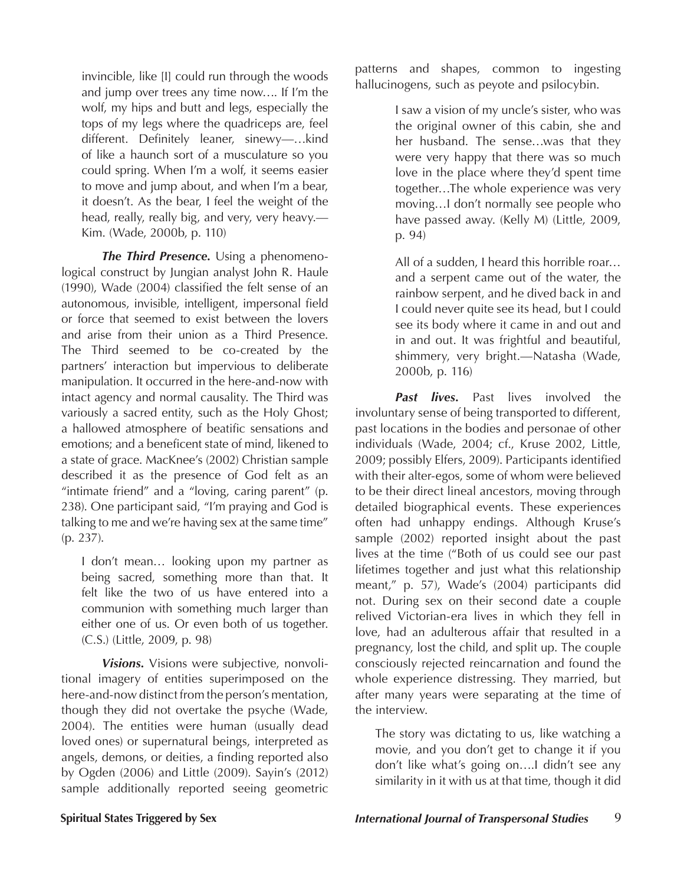> invincible, like [I] could run through the woods and jump over trees any time now…. If I'm the wolf, my hips and butt and legs, especially the tops of my legs where the quadriceps are, feel different. Definitely leaner, sinewy—…kind of like a haunch sort of a musculature so you could spring. When I'm a wolf, it seems easier to move and jump about, and when I'm a bear, it doesn't. As the bear, I feel the weight of the head, really, really big, and very, very heavy.—Kim. (Wade, 2000b, p. 110)

***The Third Presence.*** Using a phenomenological construct by Jungian analyst John R. Haule (1990), Wade (2004) classified the felt sense of an autonomous, invisible, intelligent, impersonal field or force that seemed to exist between the lovers and arise from their union as a Third Presence. The Third seemed to be co-created by the partners' interaction but impervious to deliberate manipulation. It occurred in the here-and-now with intact agency and normal causality. The Third was variously a sacred entity, such as the Holy Ghost; a hallowed atmosphere of beatific sensations and emotions; and a beneficent state of mind, likened to a state of grace. MacKnee's (2002) Christian sample described it as the presence of God felt as an "intimate friend" and a "loving, caring parent" (p. 238). One participant said, "I'm praying and God is talking to me and we're having sex at the same time" (p. 237).

> I don't mean… looking upon my partner as being sacred, something more than that. It felt like the two of us have entered into a communion with something much larger than either one of us. Or even both of us together. (C.S.) (Little, 2009, p. 98)

***Visions.*** Visions were subjective, nonvolitional imagery of entities superimposed on the here-and-now distinct from the person's mentation, though they did not overtake the psyche (Wade, 2004). The entities were human (usually dead loved ones) or supernatural beings, interpreted as angels, demons, or deities, a finding reported also by Ogden (2006) and Little (2009). Sayin's (2012) sample additionally reported seeing geometric patterns and shapes, common to ingesting hallucinogens, such as peyote and psilocybin.

> I saw a vision of my uncle's sister, who was the original owner of this cabin, she and her husband. The sense…was that they were very happy that there was so much love in the place where they'd spent time together…The whole experience was very moving…I don't normally see people who have passed away. (Kelly M) (Little, 2009, p. 94)

> All of a sudden, I heard this horrible roar… and a serpent came out of the water, the rainbow serpent, and he dived back in and I could never quite see its head, but I could see its body where it came in and out and in and out. It was frightful and beautiful, shimmery, very bright.—Natasha (Wade, 2000b, p. 116)

***Past lives.*** Past lives involved the involuntary sense of being transported to different, past locations in the bodies and personae of other individuals (Wade, 2004; cf., Kruse 2002, Little, 2009; possibly Elfers, 2009). Participants identified with their alter-egos, some of whom were believed to be their direct lineal ancestors, moving through detailed biographical events. These experiences often had unhappy endings. Although Kruse's sample (2002) reported insight about the past lives at the time ("Both of us could see our past lifetimes together and just what this relationship meant," p. 57), Wade's (2004) participants did not. During sex on their second date a couple relived Victorian-era lives in which they fell in love, had an adulterous affair that resulted in a pregnancy, lost the child, and split up. The couple consciously rejected reincarnation and found the whole experience distressing. They married, but after many years were separating at the time of the interview.

> The story was dictating to us, like watching a movie, and you don't get to change it if you don't like what's going on….I didn't see any similarity in it with us at that time, though it did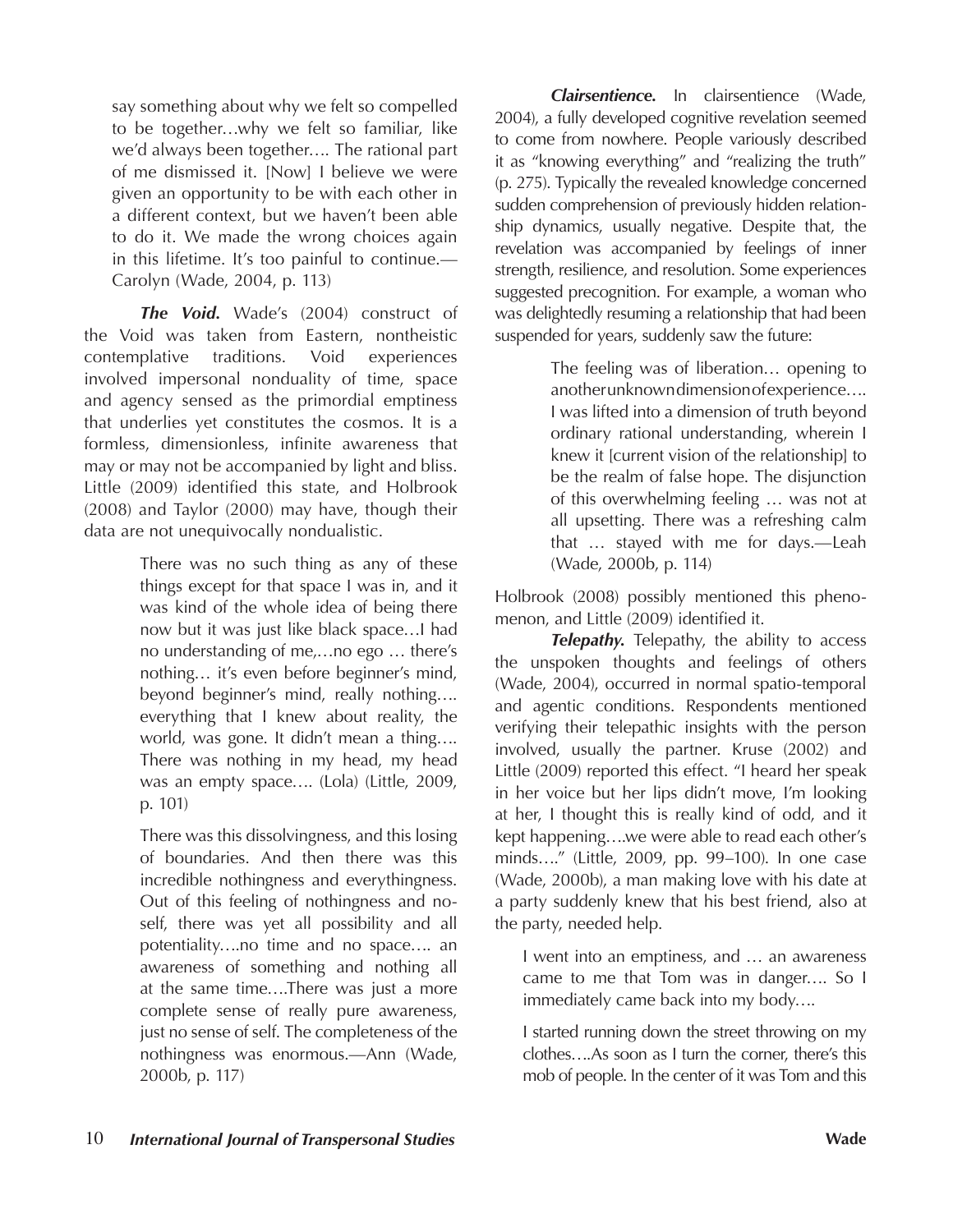say something about why we felt so compelled to be together…why we felt so familiar, like we'd always been together…. The rational part of me dismissed it. [Now] I believe we were given an opportunity to be with each other in a different context, but we haven't been able to do it. We made the wrong choices again in this lifetime. It's too painful to continue.—Carolyn (Wade, 2004, p. 113)

***The Void.*** Wade's (2004) construct of the Void was taken from Eastern, nontheistic contemplative traditions. Void experiences involved impersonal nonduality of time, space and agency sensed as the primordial emptiness that underlies yet constitutes the cosmos. It is a formless, dimensionless, infinite awareness that may or may not be accompanied by light and bliss. Little (2009) identified this state, and Holbrook (2008) and Taylor (2000) may have, though their data are not unequivocally nondualistic.

> There was no such thing as any of these things except for that space I was in, and it was kind of the whole idea of being there now but it was just like black space…I had no understanding of me,…no ego … there's nothing… it's even before beginner's mind, beyond beginner's mind, really nothing…. everything that I knew about reality, the world, was gone. It didn't mean a thing…. There was nothing in my head, my head was an empty space…. (Lola) (Little, 2009, p. 101)

> There was this dissolvingness, and this losing of boundaries. And then there was this incredible nothingness and everythingness. Out of this feeling of nothingness and no-self, there was yet all possibility and all potentiality….no time and no space…. an awareness of something and nothing all at the same time….There was just a more complete sense of really pure awareness, just no sense of self. The completeness of the nothingness was enormous.—Ann (Wade, 2000b, p. 117)

***Clairsentience.*** In clairsentience (Wade, 2004), a fully developed cognitive revelation seemed to come from nowhere. People variously described it as "knowing everything" and "realizing the truth" (p. 275). Typically the revealed knowledge concerned sudden comprehension of previously hidden relationship dynamics, usually negative. Despite that, the revelation was accompanied by feelings of inner strength, resilience, and resolution. Some experiences suggested precognition. For example, a woman who was delightedly resuming a relationship that had been suspended for years, suddenly saw the future:

> The feeling was of liberation… opening to another unknown dimension of experience…. I was lifted into a dimension of truth beyond ordinary rational understanding, wherein I knew it [current vision of the relationship] to be the realm of false hope. The disjunction of this overwhelming feeling … was not at all upsetting. There was a refreshing calm that … stayed with me for days.—Leah (Wade, 2000b, p. 114)

Holbrook (2008) possibly mentioned this phenomenon, and Little (2009) identified it.

***Telepathy.*** Telepathy, the ability to access the unspoken thoughts and feelings of others (Wade, 2004), occurred in normal spatio-temporal and agentic conditions. Respondents mentioned verifying their telepathic insights with the person involved, usually the partner. Kruse (2002) and Little (2009) reported this effect. "I heard her speak in her voice but her lips didn't move, I'm looking at her, I thought this is really kind of odd, and it kept happening….we were able to read each other's minds…." (Little, 2009, pp. 99–100). In one case (Wade, 2000b), a man making love with his date at a party suddenly knew that his best friend, also at the party, needed help.

> I went into an emptiness, and … an awareness came to me that Tom was in danger…. So I immediately came back into my body….
>
> I started running down the street throwing on my clothes….As soon as I turn the corner, there's this mob of people. In the center of it was Tom and this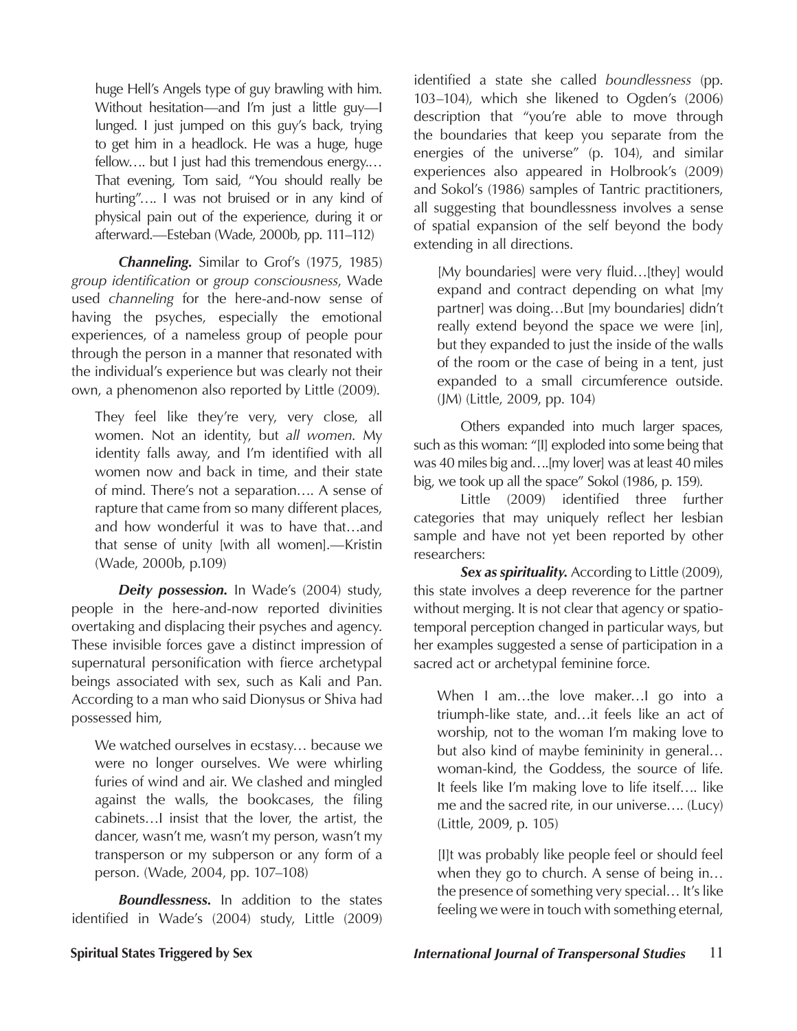huge Hell's Angels type of guy brawling with him. Without hesitation—and I'm just a little guy—I lunged. I just jumped on this guy's back, trying to get him in a headlock. He was a huge, huge fellow…. but I just had this tremendous energy.… That evening, Tom said, "You should really be hurting"…. I was not bruised or in any kind of physical pain out of the experience, during it or afterward.—Esteban (Wade, 2000b, pp. 111–112)

***Channeling.*** Similar to Grof's (1975, 1985) *group identification* or *group consciousness*, Wade used *channeling* for the here-and-now sense of having the psyches, especially the emotional experiences, of a nameless group of people pour through the person in a manner that resonated with the individual's experience but was clearly not their own, a phenomenon also reported by Little (2009).

> They feel like they're very, very close, all women. Not an identity, but *all women*. My identity falls away, and I'm identified with all women now and back in time, and their state of mind. There's not a separation…. A sense of rapture that came from so many different places, and how wonderful it was to have that…and that sense of unity [with all women].—Kristin (Wade, 2000b, p.109)

***Deity possession.*** In Wade's (2004) study, people in the here-and-now reported divinities overtaking and displacing their psyches and agency. These invisible forces gave a distinct impression of supernatural personification with fierce archetypal beings associated with sex, such as Kali and Pan. According to a man who said Dionysus or Shiva had possessed him,

> We watched ourselves in ecstasy… because we were no longer ourselves. We were whirling furies of wind and air. We clashed and mingled against the walls, the bookcases, the filing cabinets…I insist that the lover, the artist, the dancer, wasn't me, wasn't my person, wasn't my transperson or my subperson or any form of a person. (Wade, 2004, pp. 107–108)

***Boundlessness.*** In addition to the states identified in Wade's (2004) study, Little (2009) identified a state she called *boundlessness* (pp. 103–104), which she likened to Ogden's (2006) description that "you're able to move through the boundaries that keep you separate from the energies of the universe" (p. 104), and similar experiences also appeared in Holbrook's (2009) and Sokol's (1986) samples of Tantric practitioners, all suggesting that boundlessness involves a sense of spatial expansion of the self beyond the body extending in all directions.

> [My boundaries] were very fluid…[they] would expand and contract depending on what [my partner] was doing…But [my boundaries] didn't really extend beyond the space we were [in], but they expanded to just the inside of the walls of the room or the case of being in a tent, just expanded to a small circumference outside. (JM) (Little, 2009, pp. 104)

Others expanded into much larger spaces, such as this woman: "[I] exploded into some being that was 40 miles big and….[my lover] was at least 40 miles big, we took up all the space" Sokol (1986, p. 159).

Little (2009) identified three further categories that may uniquely reflect her lesbian sample and have not yet been reported by other researchers:

***Sex as spirituality.*** According to Little (2009), this state involves a deep reverence for the partner without merging. It is not clear that agency or spatio-temporal perception changed in particular ways, but her examples suggested a sense of participation in a sacred act or archetypal feminine force.

> When I am…the love maker…I go into a triumph-like state, and…it feels like an act of worship, not to the woman I'm making love to but also kind of maybe femininity in general… woman-kind, the Goddess, the source of life. It feels like I'm making love to life itself…. like me and the sacred rite, in our universe…. (Lucy) (Little, 2009, p. 105)

> [I]t was probably like people feel or should feel when they go to church. A sense of being in… the presence of something very special… It's like feeling we were in touch with something eternal,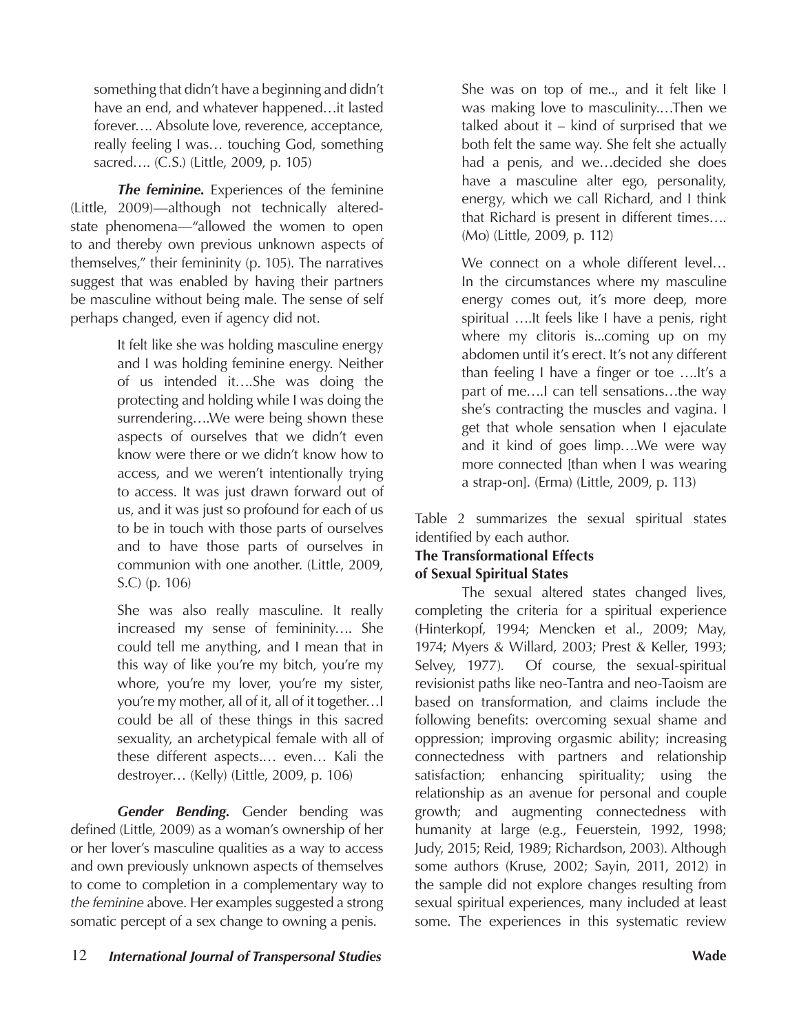something that didn't have a beginning and didn't have an end, and whatever happened…it lasted forever…. Absolute love, reverence, acceptance, really feeling I was… touching God, something sacred…. (C.S.) (Little, 2009, p. 105)

***The feminine.*** Experiences of the feminine (Little, 2009)—although not technically altered-state phenomena—"allowed the women to open to and thereby own previous unknown aspects of themselves," their femininity (p. 105). The narratives suggest that was enabled by having their partners be masculine without being male. The sense of self perhaps changed, even if agency did not.

> It felt like she was holding masculine energy and I was holding feminine energy. Neither of us intended it….She was doing the protecting and holding while I was doing the surrendering….We were being shown these aspects of ourselves that we didn't even know were there or we didn't know how to access, and we weren't intentionally trying to access. It was just drawn forward out of us, and it was just so profound for each of us to be in touch with those parts of ourselves and to have those parts of ourselves in communion with one another. (Little, 2009, S.C) (p. 106)

> She was also really masculine. It really increased my sense of femininity…. She could tell me anything, and I mean that in this way of like you're my bitch, you're my whore, you're my lover, you're my sister, you're my mother, all of it, all of it together…I could be all of these things in this sacred sexuality, an archetypical female with all of these different aspects.… even… Kali the destroyer… (Kelly) (Little, 2009, p. 106)

***Gender Bending.*** Gender bending was defined (Little, 2009) as a woman's ownership of her or her lover's masculine qualities as a way to access and own previously unknown aspects of themselves to come to completion in a complementary way to *the feminine* above. Her examples suggested a strong somatic percept of a sex change to owning a penis.

> She was on top of me.., and it felt like I was making love to masculinity.…Then we talked about it – kind of surprised that we both felt the same way. She felt she actually had a penis, and we…decided she does have a masculine alter ego, personality, energy, which we call Richard, and I think that Richard is present in different times…. (Mo) (Little, 2009, p. 112)

> We connect on a whole different level… In the circumstances where my masculine energy comes out, it's more deep, more spiritual ….It feels like I have a penis, right where my clitoris is...coming up on my abdomen until it's erect. It's not any different than feeling I have a finger or toe ….It's a part of me….I can tell sensations…the way she's contracting the muscles and vagina. I get that whole sensation when I ejaculate and it kind of goes limp….We were way more connected [than when I was wearing a strap-on]. (Erma) (Little, 2009, p. 113)

Table 2 summarizes the sexual spiritual states identified by each author.

### The Transformational Effects of Sexual Spiritual States

The sexual altered states changed lives, completing the criteria for a spiritual experience (Hinterkopf, 1994; Mencken et al., 2009; May, 1974; Myers & Willard, 2003; Prest & Keller, 1993; Selvey, 1977). Of course, the sexual-spiritual revisionist paths like neo-Tantra and neo-Taoism are based on transformation, and claims include the following benefits: overcoming sexual shame and oppression; improving orgasmic ability; increasing connectedness with partners and relationship satisfaction; enhancing spirituality; using the relationship as an avenue for personal and couple growth; and augmenting connectedness with humanity at large (e.g., Feuerstein, 1992, 1998; Judy, 2015; Reid, 1989; Richardson, 2003). Although some authors (Kruse, 2002; Sayin, 2011, 2012) in the sample did not explore changes resulting from sexual spiritual experiences, many included at least some. The experiences in this systematic review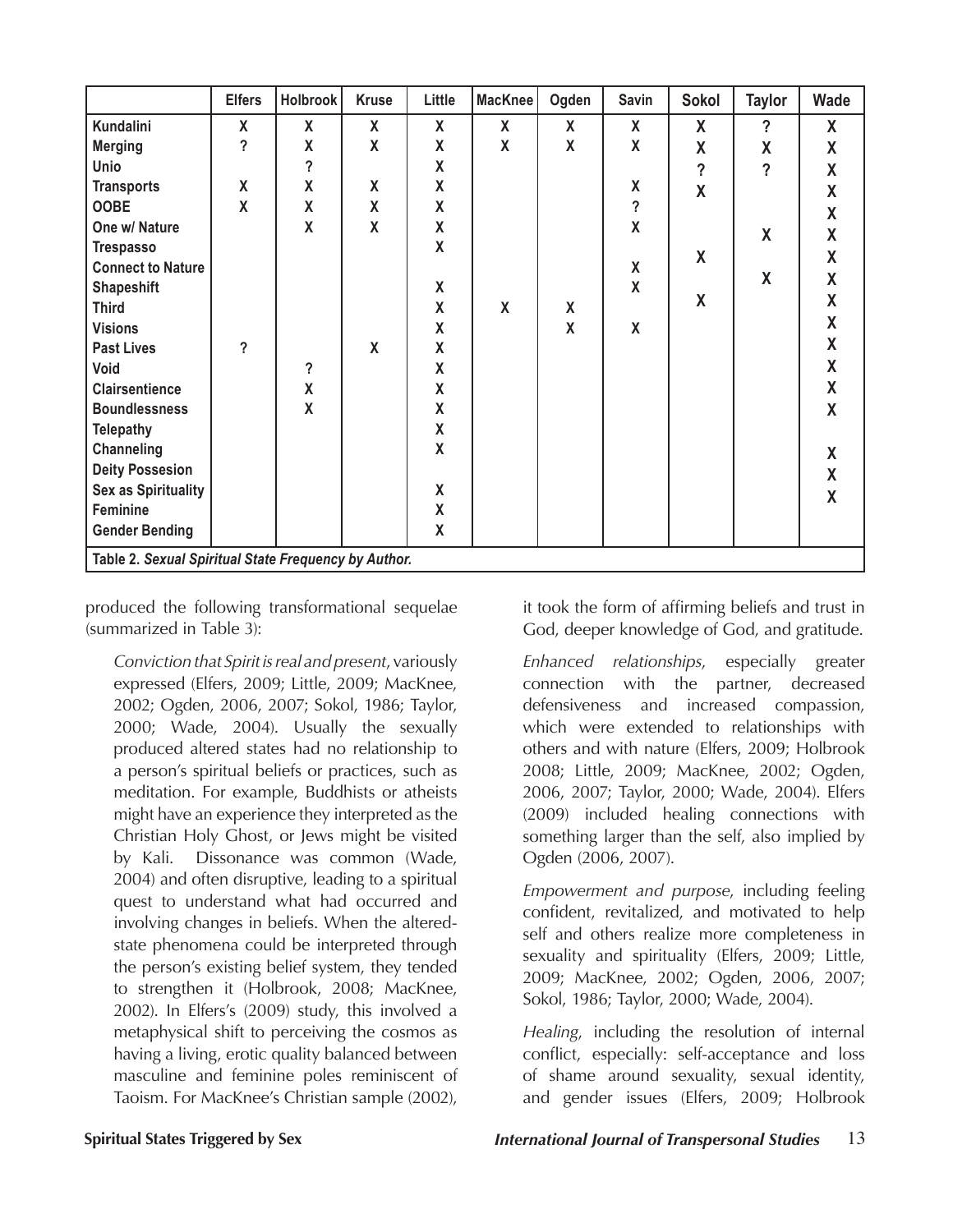| | Elfers | Holbrook | Kruse | Little | MacKnee | Ogden | Savin | Sokol | Taylor | Wade |
|---|---|---|---|---|---|---|---|---|---|---|
| **Kundalini** | X | X | X | X | X | X | X | X | ? | X |
| **Merging** | ? | X | X | X | X | X | X | X | X | X |
| **Unio** | | ? | | X | | | | ? | ? | X |
| **Transports** | X | X | X | X | | | X | X | | X |
| **OOBE** | X | X | X | X | | | ? | | | X |
| **One w/ Nature** | | X | X | X | | | X | | X | X |
| **Trespasso** | | | | X | | | | | | X |
| **Connect to Nature** | | | | | | | X | X | X | X |
| **Shapeshift** | | | | X | | | X | | | X |
| **Third** | | | | X | X | X | | X | | X |
| **Visions** | | | | X | | X | X | | | X |
| **Past Lives** | ? | | X | X | | | | | | X |
| **Void** | | ? | | X | | | | | | X |
| **Clairsentience** | | X | | X | | | | | | X |
| **Boundlessness** | | X | | X | | | | | | X |
| **Telepathy** | | | | X | | | | | | |
| **Channeling** | | | | X | | | | | | X |
| **Deity Possesion** | | | | | | | | | | X |
| **Sex as Spirituality** | | | | X | | | | | | X |
| **Feminine** | | | | X | | | | | | |
| **Gender Bending** | | | | X | | | | | | |

Table 2. *Sexual Spiritual State Frequency by Author.*

produced the following transformational sequelae (summarized in Table 3):

*Conviction that Spirit is real and present*, variously expressed (Elfers, 2009; Little, 2009; MacKnee, 2002; Ogden, 2006, 2007; Sokol, 1986; Taylor, 2000; Wade, 2004). Usually the sexually produced altered states had no relationship to a person's spiritual beliefs or practices, such as meditation. For example, Buddhists or atheists might have an experience they interpreted as the Christian Holy Ghost, or Jews might be visited by Kali. Dissonance was common (Wade, 2004) and often disruptive, leading to a spiritual quest to understand what had occurred and involving changes in beliefs. When the altered-state phenomena could be interpreted through the person's existing belief system, they tended to strengthen it (Holbrook, 2008; MacKnee, 2002). In Elfers's (2009) study, this involved a metaphysical shift to perceiving the cosmos as having a living, erotic quality balanced between masculine and feminine poles reminiscent of Taoism. For MacKnee's Christian sample (2002), it took the form of affirming beliefs and trust in God, deeper knowledge of God, and gratitude.

*Enhanced relationships*, especially greater connection with the partner, decreased defensiveness and increased compassion, which were extended to relationships with others and with nature (Elfers, 2009; Holbrook 2008; Little, 2009; MacKnee, 2002; Ogden, 2006, 2007; Taylor, 2000; Wade, 2004). Elfers (2009) included healing connections with something larger than the self, also implied by Ogden (2006, 2007).

*Empowerment and purpose*, including feeling confident, revitalized, and motivated to help self and others realize more completeness in sexuality and spirituality (Elfers, 2009; Little, 2009; MacKnee, 2002; Ogden, 2006, 2007; Sokol, 1986; Taylor, 2000; Wade, 2004).

*Healing*, including the resolution of internal conflict, especially: self-acceptance and loss of shame around sexuality, sexual identity, and gender issues (Elfers, 2009; Holbrook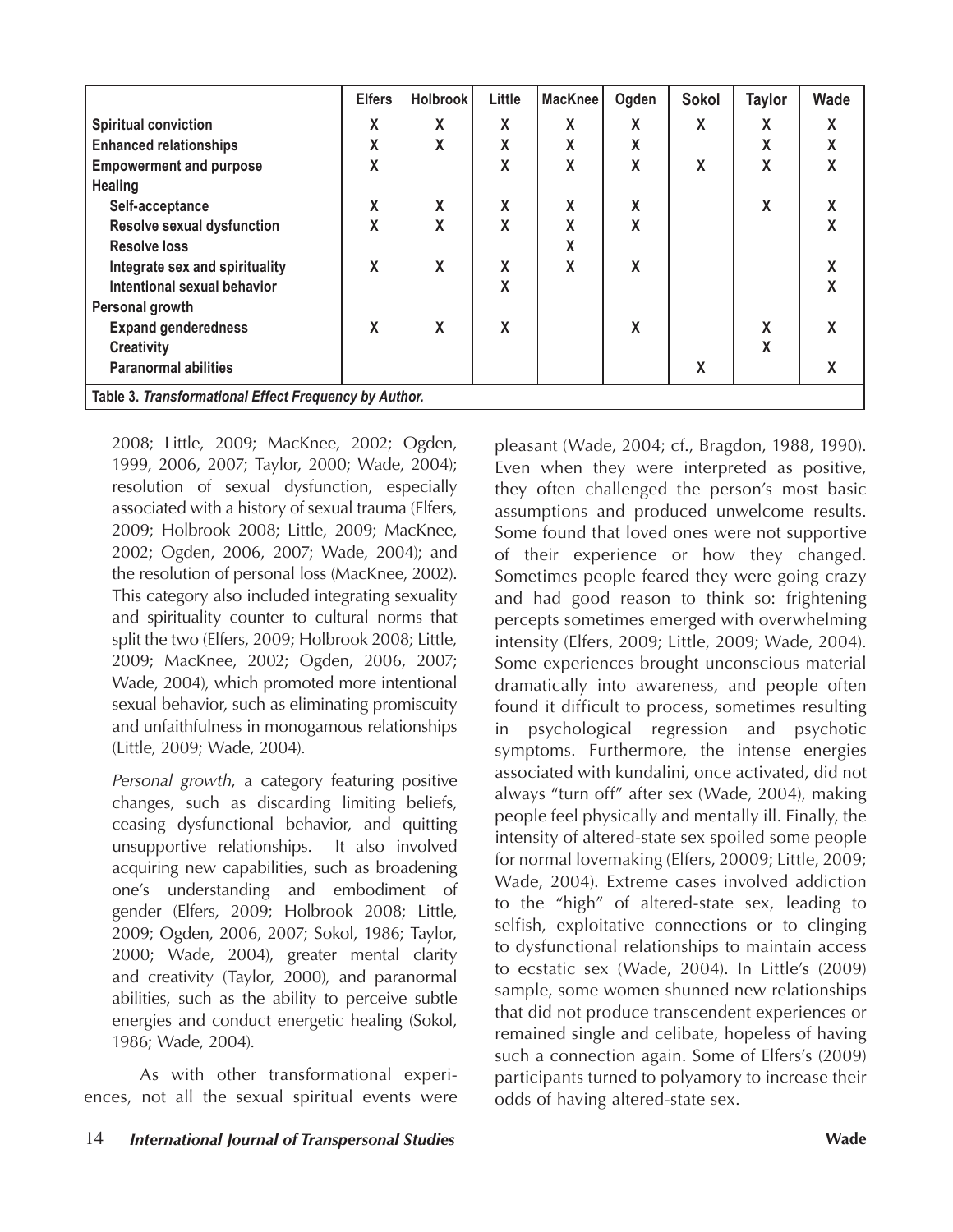| | Elfers | Holbrook | Little | MacKnee | Ogden | Sokol | Taylor | Wade |
|---|---|---|---|---|---|---|---|---|
| **Spiritual conviction** | X | X | X | X | X | X | X | X |
| **Enhanced relationships** | X | X | X | X | X | | X | X |
| **Empowerment and purpose** | X | | X | X | X | X | X | X |
| **Healing** | | | | | | | | |
| **Self-acceptance** | X | X | X | X | X | | X | X |
| **Resolve sexual dysfunction** | X | X | X | X | X | | | X |
| **Resolve loss** | | | | X | | | | |
| **Integrate sex and spirituality** | X | X | X | X | X | | | X |
| **Intentional sexual behavior** | | | X | | | | | X |
| **Personal growth** | | | | | | | | |
| **Expand genderedness** | X | X | X | | X | | X | X |
| **Creativity** | | | | | | | X | |
| **Paranormal abilities** | | | | | | X | | X |

**Table 3.** ***Transformational Effect Frequency by Author.***

2008; Little, 2009; MacKnee, 2002; Ogden, 1999, 2006, 2007; Taylor, 2000; Wade, 2004); resolution of sexual dysfunction, especially associated with a history of sexual trauma (Elfers, 2009; Holbrook 2008; Little, 2009; MacKnee, 2002; Ogden, 2006, 2007; Wade, 2004); and the resolution of personal loss (MacKnee, 2002). This category also included integrating sexuality and spirituality counter to cultural norms that split the two (Elfers, 2009; Holbrook 2008; Little, 2009; MacKnee, 2002; Ogden, 2006, 2007; Wade, 2004), which promoted more intentional sexual behavior, such as eliminating promiscuity and unfaithfulness in monogamous relationships (Little, 2009; Wade, 2004).

*Personal growth*, a category featuring positive changes, such as discarding limiting beliefs, ceasing dysfunctional behavior, and quitting unsupportive relationships. It also involved acquiring new capabilities, such as broadening one's understanding and embodiment of gender (Elfers, 2009; Holbrook 2008; Little, 2009; Ogden, 2006, 2007; Sokol, 1986; Taylor, 2000; Wade, 2004), greater mental clarity and creativity (Taylor, 2000), and paranormal abilities, such as the ability to perceive subtle energies and conduct energetic healing (Sokol, 1986; Wade, 2004).

As with other transformational experiences, not all the sexual spiritual events were pleasant (Wade, 2004; cf., Bragdon, 1988, 1990). Even when they were interpreted as positive, they often challenged the person's most basic assumptions and produced unwelcome results. Some found that loved ones were not supportive of their experience or how they changed. Sometimes people feared they were going crazy and had good reason to think so: frightening percepts sometimes emerged with overwhelming intensity (Elfers, 2009; Little, 2009; Wade, 2004). Some experiences brought unconscious material dramatically into awareness, and people often found it difficult to process, sometimes resulting in psychological regression and psychotic symptoms. Furthermore, the intense energies associated with kundalini, once activated, did not always "turn off" after sex (Wade, 2004), making people feel physically and mentally ill. Finally, the intensity of altered-state sex spoiled some people for normal lovemaking (Elfers, 20009; Little, 2009; Wade, 2004). Extreme cases involved addiction to the "high" of altered-state sex, leading to selfish, exploitative connections or to clinging to dysfunctional relationships to maintain access to ecstatic sex (Wade, 2004). In Little's (2009) sample, some women shunned new relationships that did not produce transcendent experiences or remained single and celibate, hopeless of having such a connection again. Some of Elfers's (2009) participants turned to polyamory to increase their odds of having altered-state sex.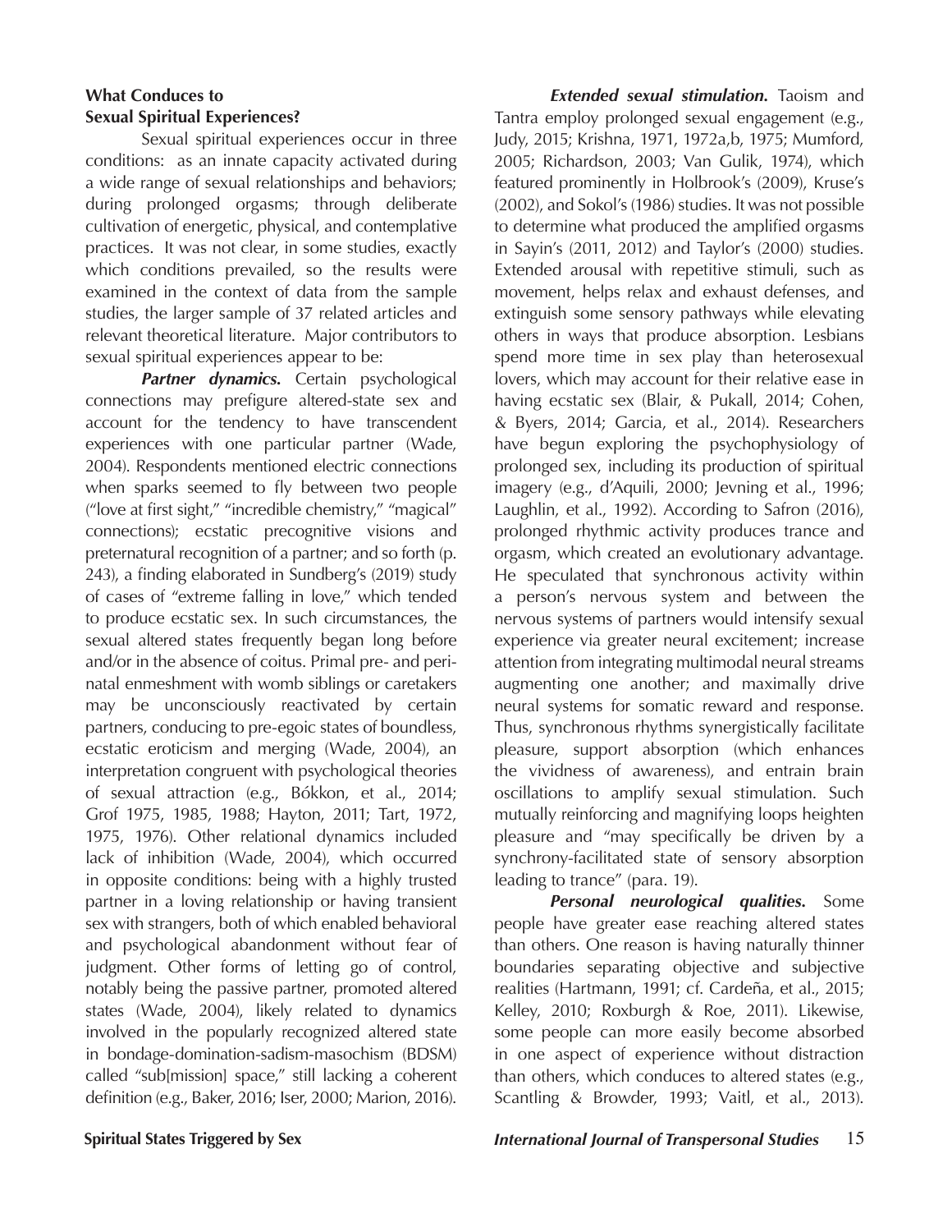### What Conduces to Sexual Spiritual Experiences?

Sexual spiritual experiences occur in three conditions: as an innate capacity activated during a wide range of sexual relationships and behaviors; during prolonged orgasms; through deliberate cultivation of energetic, physical, and contemplative practices. It was not clear, in some studies, exactly which conditions prevailed, so the results were examined in the context of data from the sample studies, the larger sample of 37 related articles and relevant theoretical literature. Major contributors to sexual spiritual experiences appear to be:

***Partner dynamics.*** Certain psychological connections may prefigure altered-state sex and account for the tendency to have transcendent experiences with one particular partner (Wade, 2004). Respondents mentioned electric connections when sparks seemed to fly between two people ("love at first sight," "incredible chemistry," "magical" connections); ecstatic precognitive visions and preternatural recognition of a partner; and so forth (p. 243), a finding elaborated in Sundberg's (2019) study of cases of "extreme falling in love," which tended to produce ecstatic sex. In such circumstances, the sexual altered states frequently began long before and/or in the absence of coitus. Primal pre- and peri-natal enmeshment with womb siblings or caretakers may be unconsciously reactivated by certain partners, conducing to pre-egoic states of boundless, ecstatic eroticism and merging (Wade, 2004), an interpretation congruent with psychological theories of sexual attraction (e.g., Bókkon, et al., 2014; Grof 1975, 1985, 1988; Hayton, 2011; Tart, 1972, 1975, 1976). Other relational dynamics included lack of inhibition (Wade, 2004), which occurred in opposite conditions: being with a highly trusted partner in a loving relationship or having transient sex with strangers, both of which enabled behavioral and psychological abandonment without fear of judgment. Other forms of letting go of control, notably being the passive partner, promoted altered states (Wade, 2004), likely related to dynamics involved in the popularly recognized altered state in bondage-domination-sadism-masochism (BDSM) called "sub[mission] space," still lacking a coherent definition (e.g., Baker, 2016; Iser, 2000; Marion, 2016).

***Extended sexual stimulation.*** Taoism and Tantra employ prolonged sexual engagement (e.g., Judy, 2015; Krishna, 1971, 1972a,b, 1975; Mumford, 2005; Richardson, 2003; Van Gulik, 1974), which featured prominently in Holbrook's (2009), Kruse's (2002), and Sokol's (1986) studies. It was not possible to determine what produced the amplified orgasms in Sayin's (2011, 2012) and Taylor's (2000) studies. Extended arousal with repetitive stimuli, such as movement, helps relax and exhaust defenses, and extinguish some sensory pathways while elevating others in ways that produce absorption. Lesbians spend more time in sex play than heterosexual lovers, which may account for their relative ease in having ecstatic sex (Blair, & Pukall, 2014; Cohen, & Byers, 2014; Garcia, et al., 2014). Researchers have begun exploring the psychophysiology of prolonged sex, including its production of spiritual imagery (e.g., d'Aquili, 2000; Jevning et al., 1996; Laughlin, et al., 1992). According to Safron (2016), prolonged rhythmic activity produces trance and orgasm, which created an evolutionary advantage. He speculated that synchronous activity within a person's nervous system and between the nervous systems of partners would intensify sexual experience via greater neural excitement; increase attention from integrating multimodal neural streams augmenting one another; and maximally drive neural systems for somatic reward and response. Thus, synchronous rhythms synergistically facilitate pleasure, support absorption (which enhances the vividness of awareness), and entrain brain oscillations to amplify sexual stimulation. Such mutually reinforcing and magnifying loops heighten pleasure and "may specifically be driven by a synchrony-facilitated state of sensory absorption leading to trance" (para. 19).

***Personal neurological qualities.*** Some people have greater ease reaching altered states than others. One reason is having naturally thinner boundaries separating objective and subjective realities (Hartmann, 1991; cf. Cardeña, et al., 2015; Kelley, 2010; Roxburgh & Roe, 2011). Likewise, some people can more easily become absorbed in one aspect of experience without distraction than others, which conduces to altered states (e.g., Scantling & Browder, 1993; Vaitl, et al., 2013).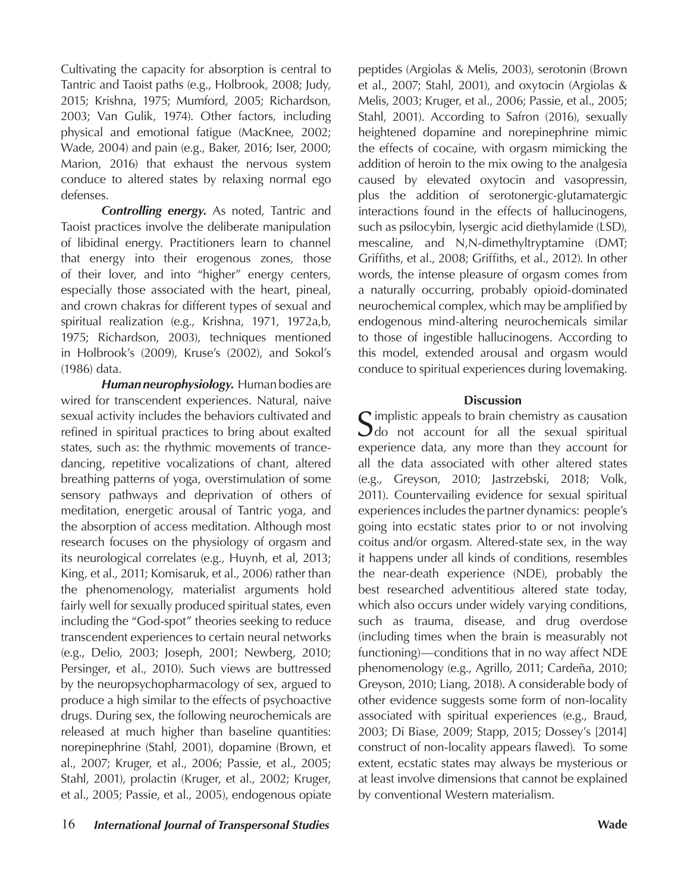Cultivating the capacity for absorption is central to Tantric and Taoist paths (e.g., Holbrook, 2008; Judy, 2015; Krishna, 1975; Mumford, 2005; Richardson, 2003; Van Gulik, 1974). Other factors, including physical and emotional fatigue (MacKnee, 2002; Wade, 2004) and pain (e.g., Baker, 2016; Iser, 2000; Marion, 2016) that exhaust the nervous system conduce to altered states by relaxing normal ego defenses.

***Controlling energy.*** As noted, Tantric and Taoist practices involve the deliberate manipulation of libidinal energy. Practitioners learn to channel that energy into their erogenous zones, those of their lover, and into "higher" energy centers, especially those associated with the heart, pineal, and crown chakras for different types of sexual and spiritual realization (e.g., Krishna, 1971, 1972a,b, 1975; Richardson, 2003), techniques mentioned in Holbrook's (2009), Kruse's (2002), and Sokol's (1986) data.

***Human neurophysiology.*** Human bodies are wired for transcendent experiences. Natural, naive sexual activity includes the behaviors cultivated and refined in spiritual practices to bring about exalted states, such as: the rhythmic movements of trance-dancing, repetitive vocalizations of chant, altered breathing patterns of yoga, overstimulation of some sensory pathways and deprivation of others of meditation, energetic arousal of Tantric yoga, and the absorption of access meditation. Although most research focuses on the physiology of orgasm and its neurological correlates (e.g., Huynh, et al, 2013; King, et al., 2011; Komisaruk, et al., 2006) rather than the phenomenology, materialist arguments hold fairly well for sexually produced spiritual states, even including the "God-spot" theories seeking to reduce transcendent experiences to certain neural networks (e.g., Delio, 2003; Joseph, 2001; Newberg, 2010; Persinger, et al., 2010). Such views are buttressed by the neuropsychopharmacology of sex, argued to produce a high similar to the effects of psychoactive drugs. During sex, the following neurochemicals are released at much higher than baseline quantities: norepinephrine (Stahl, 2001), dopamine (Brown, et al., 2007; Kruger, et al., 2006; Passie, et al., 2005; Stahl, 2001), prolactin (Kruger, et al., 2002; Kruger, et al., 2005; Passie, et al., 2005), endogenous opiate peptides (Argiolas & Melis, 2003), serotonin (Brown et al., 2007; Stahl, 2001), and oxytocin (Argiolas & Melis, 2003; Kruger, et al., 2006; Passie, et al., 2005; Stahl, 2001). According to Safron (2016), sexually heightened dopamine and norepinephrine mimic the effects of cocaine, with orgasm mimicking the addition of heroin to the mix owing to the analgesia caused by elevated oxytocin and vasopressin, plus the addition of serotonergic-glutamatergic interactions found in the effects of hallucinogens, such as psilocybin, lysergic acid diethylamide (LSD), mescaline, and N,N-dimethyltryptamine (DMT; Griffiths, et al., 2008; Griffiths, et al., 2012). In other words, the intense pleasure of orgasm comes from a naturally occurring, probably opioid-dominated neurochemical complex, which may be amplified by endogenous mind-altering neurochemicals similar to those of ingestible hallucinogens. According to this model, extended arousal and orgasm would conduce to spiritual experiences during lovemaking.

## Discussion

Simplistic appeals to brain chemistry as causation do not account for all the sexual spiritual experience data, any more than they account for all the data associated with other altered states (e.g., Greyson, 2010; Jastrzebski, 2018; Volk, 2011). Countervailing evidence for sexual spiritual experiences includes the partner dynamics: people's going into ecstatic states prior to or not involving coitus and/or orgasm. Altered-state sex, in the way it happens under all kinds of conditions, resembles the near-death experience (NDE), probably the best researched adventitious altered state today, which also occurs under widely varying conditions, such as trauma, disease, and drug overdose (including times when the brain is measurably not functioning)—conditions that in no way affect NDE phenomenology (e.g., Agrillo, 2011; Cardeña, 2010; Greyson, 2010; Liang, 2018). A considerable body of other evidence suggests some form of non-locality associated with spiritual experiences (e.g., Braud, 2003; Di Biase, 2009; Stapp, 2015; Dossey's [2014] construct of non-locality appears flawed). To some extent, ecstatic states may always be mysterious or at least involve dimensions that cannot be explained by conventional Western materialism.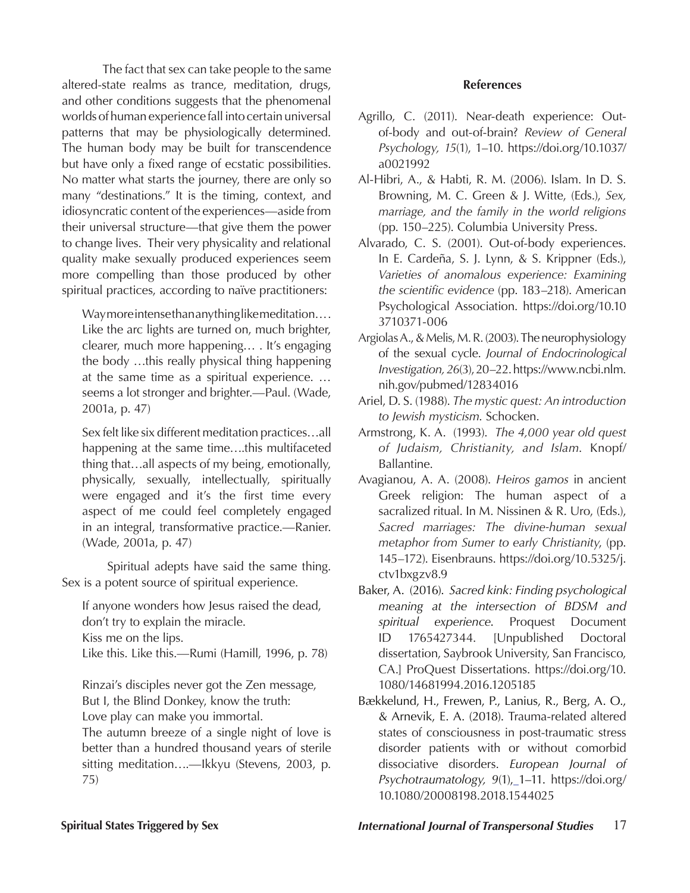The fact that sex can take people to the same altered-state realms as trance, meditation, drugs, and other conditions suggests that the phenomenal worlds of human experience fall into certain universal patterns that may be physiologically determined. The human body may be built for transcendence but have only a fixed range of ecstatic possibilities. No matter what starts the journey, there are only so many "destinations." It is the timing, context, and idiosyncratic content of the experiences—aside from their universal structure—that give them the power to change lives. Their very physicality and relational quality make sexually produced experiences seem more compelling than those produced by other spiritual practices, according to naïve practitioners:

> Way more intense than anything like meditation.… Like the arc lights are turned on, much brighter, clearer, much more happening… . It's engaging the body …this really physical thing happening at the same time as a spiritual experience. … seems a lot stronger and brighter.—Paul. (Wade, 2001a, p. 47)

> Sex felt like six different meditation practices…all happening at the same time….this multifaceted thing that…all aspects of my being, emotionally, physically, sexually, intellectually, spiritually were engaged and it's the first time every aspect of me could feel completely engaged in an integral, transformative practice.—Ranier. (Wade, 2001a, p. 47)

Spiritual adepts have said the same thing. Sex is a potent source of spiritual experience.

> If anyone wonders how Jesus raised the dead,
> don't try to explain the miracle.
> Kiss me on the lips.
> Like this. Like this.—Rumi (Hamill, 1996, p. 78)

> Rinzai's disciples never got the Zen message,
> But I, the Blind Donkey, know the truth:
> Love play can make you immortal.
> The autumn breeze of a single night of love is better than a hundred thousand years of sterile sitting meditation….—Ikkyu (Stevens, 2003, p. 75)

## References

Agrillo, C. (2011). Near-death experience: Out-of-body and out-of-brain? *Review of General Psychology, 15*(1), 1–10. https://doi.org/10.1037/a0021992

Al-Hibri, A., & Habti, R. M. (2006). Islam. In D. S. Browning, M. C. Green & J. Witte, (Eds.), *Sex, marriage, and the family in the world religions* (pp. 150–225). Columbia University Press.

Alvarado, C. S. (2001). Out-of-body experiences. In E. Cardeña, S. J. Lynn, & S. Krippner (Eds.), *Varieties of anomalous experience: Examining the scientific evidence* (pp. 183–218). American Psychological Association. https://doi.org/10.103710371-006

Argiolas A., & Melis, M. R. (2003). The neurophysiology of the sexual cycle. *Journal of Endocrinological Investigation, 26*(3), 20–22. https://www.ncbi.nlm.nih.gov/pubmed/12834016

Ariel, D. S. (1988). *The mystic quest: An introduction to Jewish mysticism*. Schocken.

Armstrong, K. A. (1993). *The 4,000 year old quest of Judaism, Christianity, and Islam*. Knopf/Ballantine.

Avagianou, A. A. (2008). *Heiros gamos* in ancient Greek religion: The human aspect of a sacralized ritual. In M. Nissinen & R. Uro, (Eds.), *Sacred marriages: The divine-human sexual metaphor from Sumer to early Christianity*, (pp. 145–172). Eisenbrauns. https://doi.org/10.5325/j.ctv1bxgzv8.9

Baker, A. (2016). *Sacred kink: Finding psychological meaning at the intersection of BDSM and spiritual experience*. Proquest Document ID 1765427344. [Unpublished Doctoral dissertation, Saybrook University, San Francisco, CA.] ProQuest Dissertations. https://doi.org/10.1080/14681994.2016.1205185

Bækkelund, H., Frewen, P., Lanius, R., Berg, A. O., & Arnevik, E. A. (2018). Trauma-related altered states of consciousness in post-traumatic stress disorder patients with or without comorbid dissociative disorders. *European Journal of Psychotraumatology, 9*(1), 1–11. https://doi.org/10.1080/20008198.2018.1544025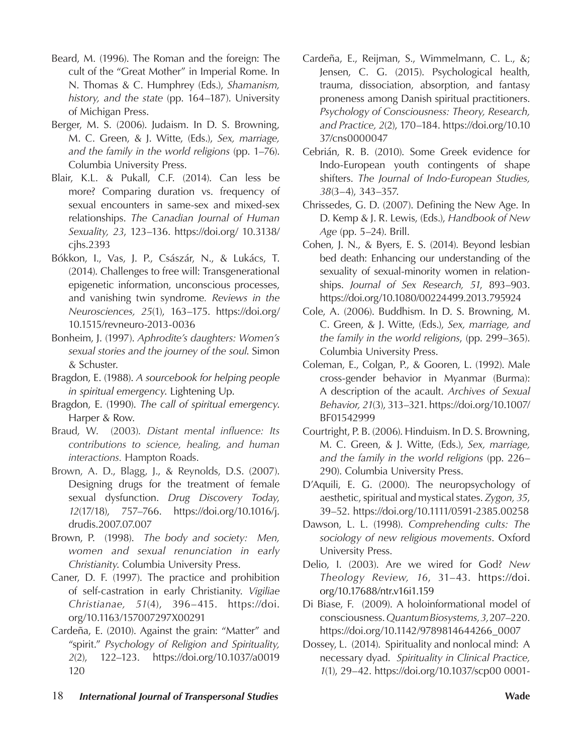Beard, M. (1996). The Roman and the foreign: The cult of the "Great Mother" in Imperial Rome. In N. Thomas & C. Humphrey (Eds.), *Shamanism, history, and the state* (pp. 164–187). University of Michigan Press.

Berger, M. S. (2006). Judaism. In D. S. Browning, M. C. Green, & J. Witte, (Eds.), *Sex, marriage, and the family in the world religions* (pp. 1–76). Columbia University Press.

Blair, K.L. & Pukall, C.F. (2014). Can less be more? Comparing duration vs. frequency of sexual encounters in same-sex and mixed-sex relationships. *The Canadian Journal of Human Sexuality, 23*, 123–136. https://doi.org/ 10.3138/cjhs.2393

Bókkon, I., Vas, J. P., Császár, N., & Lukács, T. (2014). Challenges to free will: Transgenerational epigenetic information, unconscious processes, and vanishing twin syndrome. *Reviews in the Neurosciences, 25*(1), 163–175. https://doi.org/ 10.1515/revneuro-2013-0036

Bonheim, J. (1997). *Aphrodite's daughters: Women's sexual stories and the journey of the soul*. Simon & Schuster.

Bragdon, E. (1988). *A sourcebook for helping people in spiritual emergency*. Lightening Up.

Bragdon, E. (1990). *The call of spiritual emergency*. Harper & Row.

Braud, W. (2003). *Distant mental influence: Its contributions to science, healing, and human interactions.* Hampton Roads.

Brown, A. D., Blagg, J., & Reynolds, D.S. (2007). Designing drugs for the treatment of female sexual dysfunction. *Drug Discovery Today*, *12*(17/18), 757–766. https://doi.org/10.1016/j.drudis.2007.07.007

Brown, P. (1998). *The body and society: Men, women and sexual renunciation in early Christianity*. Columbia University Press.

Caner, D. F. (1997). The practice and prohibition of self-castration in early Christianity. *Vigiliae Christianae, 51*(4), 396–415. https://doi.org/10.1163/157007297X00291

Cardeña, E. (2010). Against the grain: "Matter" and "spirit." *Psychology of Religion and Spirituality, 2*(2), 122–123. https://doi.org/10.1037/a0019120

Cardeña, E., Reijman, S., Wimmelmann, C. L., &; Jensen, C. G. (2015). Psychological health, trauma, dissociation, absorption, and fantasy proneness among Danish spiritual practitioners. *Psychology of Consciousness: Theory, Research, and Practice, 2*(2), 170–184. https://doi.org/10.1037/cns0000047

Cebrián, R. B. (2010). Some Greek evidence for Indo-European youth contingents of shape shifters. *The Journal of Indo-European Studies, 38*(3–4), 343–357.

Chrissedes, G. D. (2007). Defining the New Age. In D. Kemp & J. R. Lewis, (Eds.), *Handbook of New Age* (pp. 5–24). Brill.

Cohen, J. N., & Byers, E. S. (2014). Beyond lesbian bed death: Enhancing our understanding of the sexuality of sexual-minority women in relationships. *Journal of Sex Research, 51*, 893–903. https://doi.org/10.1080/00224499.2013.795924

Cole, A. (2006). Buddhism. In D. S. Browning, M. C. Green, & J. Witte, (Eds.), *Sex, marriage, and the family in the world religions*, (pp. 299–365). Columbia University Press.

Coleman, E., Colgan, P., & Gooren, L. (1992). Male cross-gender behavior in Myanmar (Burma): A description of the acault. *Archives of Sexual Behavior, 21*(3), 313–321. https://doi.org/10.1007/BF01542999

Courtright, P. B. (2006). Hinduism. In D. S. Browning, M. C. Green, & J. Witte, (Eds.), *Sex, marriage, and the family in the world religions* (pp. 226–290). Columbia University Press.

D'Aquili, E. G. (2000). The neuropsychology of aesthetic, spiritual and mystical states. *Zygon, 35*, 39–52. https://doi.org/10.1111/0591-2385.00258

Dawson, L. L. (1998). *Comprehending cults: The sociology of new religious movements*. Oxford University Press.

Delio, I. (2003). Are we wired for God? *New Theology Review, 16*, 31–43. https://doi.org/10.17688/ntr.v16i1.159

Di Biase, F. (2009). A holoinformational model of consciousness. *Quantum Biosystems, 3*, 207–220. https://doi.org/10.1142/9789814644266_0007

Dossey, L. (2014). Spirituality and nonlocal mind: A necessary dyad. *Spirituality in Clinical Practice, 1*(1), 29–42. https://doi.org/10.1037/scp00 0001-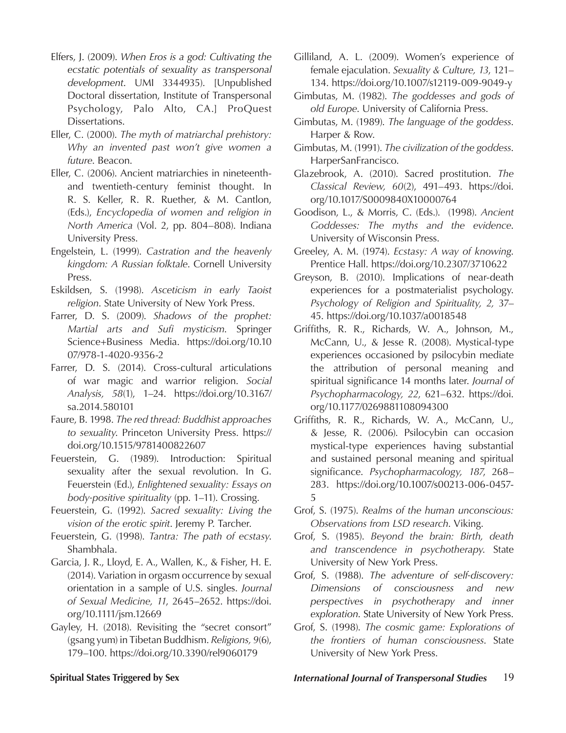Elfers, J. (2009). *When Eros is a god: Cultivating the ecstatic potentials of sexuality as transpersonal development*. UMI 3344935). [Unpublished Doctoral dissertation, Institute of Transpersonal Psychology, Palo Alto, CA.] ProQuest Dissertations.

Eller, C. (2000). *The myth of matriarchal prehistory: Why an invented past won't give women a future*. Beacon.

Eller, C. (2006). Ancient matriarchies in nineteenth- and twentieth-century feminist thought. In R. S. Keller, R. R. Ruether, & M. Cantlon, (Eds.), *Encyclopedia of women and religion in North America* (Vol. 2, pp. 804–808). Indiana University Press.

Engelstein, L. (1999). *Castration and the heavenly kingdom: A Russian folktale*. Cornell University Press.

Eskildsen, S. (1998). *Asceticism in early Taoist religion*. State University of New York Press.

Farrer, D. S. (2009). *Shadows of the prophet: Martial arts and Sufi mysticism*. Springer Science+Business Media. https://doi.org/10.1007/978-1-4020-9356-2

Farrer, D. S. (2014). Cross-cultural articulations of war magic and warrior religion. *Social Analysis, 58*(1), 1–24. https://doi.org/10.3167/sa.2014.580101

Faure, B. 1998. *The red thread: Buddhist approaches to sexuality*. Princeton University Press. https://doi.org/10.1515/9781400822607

Feuerstein, G. (1989). Introduction: Spiritual sexuality after the sexual revolution. In G. Feuerstein (Ed.), *Enlightened sexuality: Essays on body-positive spirituality* (pp. 1–11). Crossing.

Feuerstein, G. (1992). *Sacred sexuality: Living the vision of the erotic spirit*. Jeremy P. Tarcher.

Feuerstein, G. (1998). *Tantra: The path of ecstasy*. Shambhala.

Garcia, J. R., Lloyd, E. A., Wallen, K., & Fisher, H. E. (2014). Variation in orgasm occurrence by sexual orientation in a sample of U.S. singles. *Journal of Sexual Medicine, 11*, 2645–2652. https://doi.org/10.1111/jsm.12669

Gayley, H. (2018). Revisiting the "secret consort" (gsang yum) in Tibetan Buddhism. *Religions, 9*(6), 179–100. https://doi.org/10.3390/rel9060179

Gilliland, A. L. (2009). Women's experience of female ejaculation. *Sexuality & Culture, 13*, 121–134. https://doi.org/10.1007/s12119-009-9049-y

Gimbutas, M. (1982). *The goddesses and gods of old Europe*. University of California Press.

Gimbutas, M. (1989). *The language of the goddess*. Harper & Row.

Gimbutas, M. (1991). *The civilization of the goddess*. HarperSanFrancisco.

Glazebrook, A. (2010). Sacred prostitution. *The Classical Review, 60*(2), 491–493. https://doi.org/10.1017/S0009840X10000764

Goodison, L., & Morris, C. (Eds.). (1998). *Ancient Goddesses: The myths and the evidence*. University of Wisconsin Press.

Greeley, A. M. (1974). *Ecstasy: A way of knowing*. Prentice Hall. https://doi.org/10.2307/3710622

Greyson, B. (2010). Implications of near-death experiences for a postmaterialist psychology. *Psychology of Religion and Spirituality, 2,* 37–45. https://doi.org/10.1037/a0018548

Griffiths, R. R., Richards, W. A., Johnson, M., McCann, U., & Jesse R. (2008). Mystical-type experiences occasioned by psilocybin mediate the attribution of personal meaning and spiritual significance 14 months later. *Journal of Psychopharmacology, 22*, 621–632. https://doi.org/10.1177/0269881108094300

Griffiths, R. R., Richards, W. A., McCann, U., & Jesse, R. (2006). Psilocybin can occasion mystical-type experiences having substantial and sustained personal meaning and spiritual significance. *Psychopharmacology, 187,* 268–283. https://doi.org/10.1007/s00213-006-0457-5

Grof, S. (1975). *Realms of the human unconscious: Observations from LSD research*. Viking.

Grof, S. (1985). *Beyond the brain: Birth, death and transcendence in psychotherapy*. State University of New York Press.

Grof, S. (1988). *The adventure of self-discovery: Dimensions of consciousness and new perspectives in psychotherapy and inner exploration*. State University of New York Press.

Grof, S. (1998). *The cosmic game: Explorations of the frontiers of human consciousness*. State University of New York Press.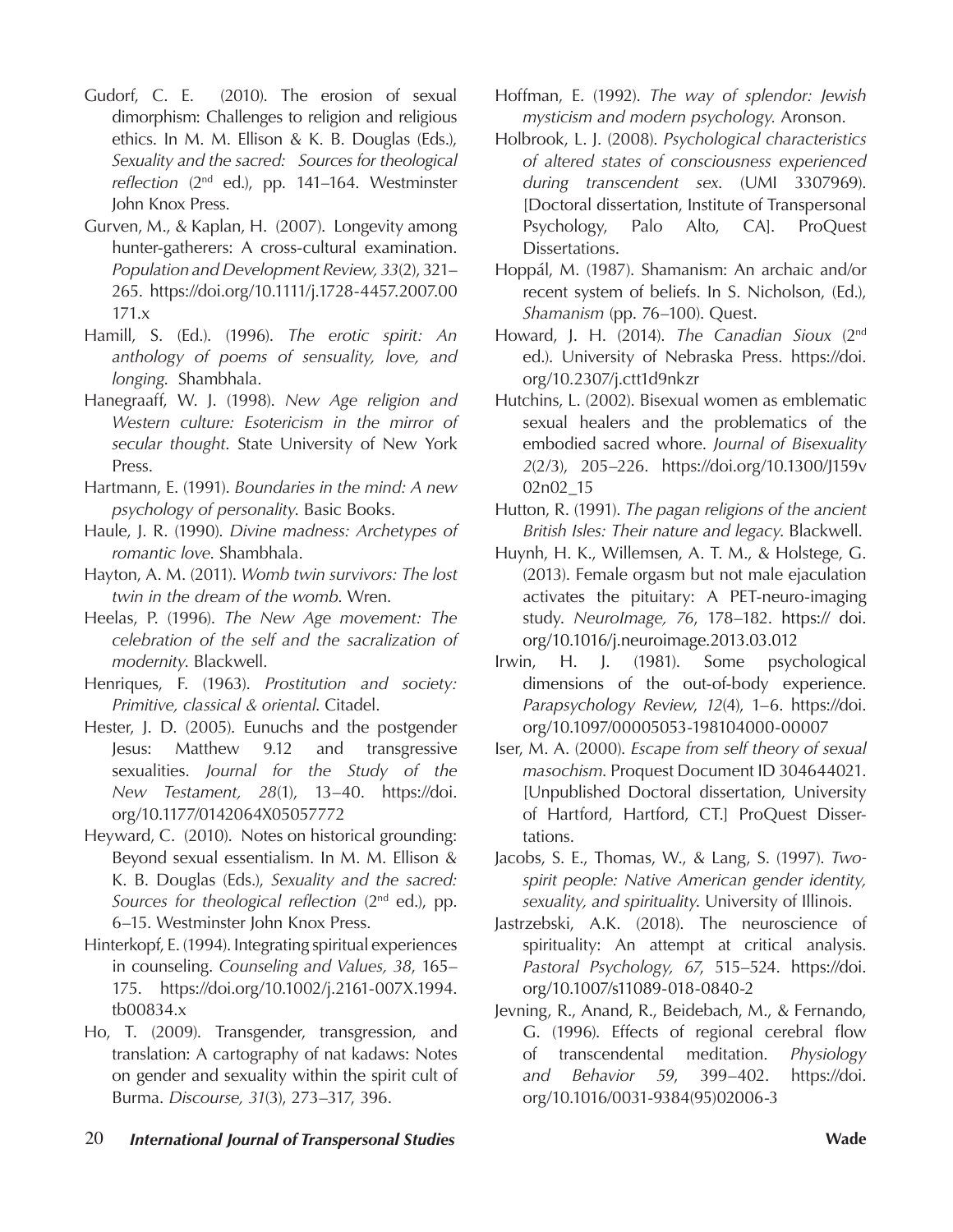Gudorf, C. E. (2010). The erosion of sexual dimorphism: Challenges to religion and religious ethics. In M. M. Ellison & K. B. Douglas (Eds.), *Sexuality and the sacred: Sources for theological reflection* (2nd ed.), pp. 141–164. Westminster John Knox Press.

Gurven, M., & Kaplan, H. (2007). Longevity among hunter-gatherers: A cross-cultural examination. *Population and Development Review, 33*(2), 321–265. https://doi.org/10.1111/j.1728-4457.2007.00171.x

Hamill, S. (Ed.). (1996). *The erotic spirit: An anthology of poems of sensuality, love, and longing*. Shambhala.

Hanegraaff, W. J. (1998). *New Age religion and Western culture: Esotericism in the mirror of secular thought*. State University of New York Press.

Hartmann, E. (1991). *Boundaries in the mind: A new psychology of personality*. Basic Books.

Haule, J. R. (1990). *Divine madness: Archetypes of romantic love*. Shambhala.

Hayton, A. M. (2011). *Womb twin survivors: The lost twin in the dream of the womb*. Wren.

Heelas, P. (1996). *The New Age movement: The celebration of the self and the sacralization of modernity*. Blackwell.

Henriques, F. (1963). *Prostitution and society: Primitive, classical & oriental*. Citadel.

Hester, J. D. (2005). Eunuchs and the postgender Jesus: Matthew 9.12 and transgressive sexualities. *Journal for the Study of the New Testament, 28*(1), 13–40. https://doi.org/10.1177/0142064X05057772

Heyward, C. (2010). Notes on historical grounding: Beyond sexual essentialism. In M. M. Ellison & K. B. Douglas (Eds.), *Sexuality and the sacred: Sources for theological reflection* (2nd ed.), pp. 6–15. Westminster John Knox Press.

Hinterkopf, E. (1994). Integrating spiritual experiences in counseling. *Counseling and Values, 38*, 165–175. https://doi.org/10.1002/j.2161-007X.1994.tb00834.x

Ho, T. (2009). Transgender, transgression, and translation: A cartography of nat kadaws: Notes on gender and sexuality within the spirit cult of Burma. *Discourse, 31*(3), 273–317, 396.

Hoffman, E. (1992). *The way of splendor: Jewish mysticism and modern psychology.* Aronson.

Holbrook, L. J. (2008). *Psychological characteristics of altered states of consciousness experienced during transcendent sex*. (UMI 3307969). [Doctoral dissertation, Institute of Transpersonal Psychology, Palo Alto, CA]. ProQuest Dissertations.

Hoppál, M. (1987). Shamanism: An archaic and/or recent system of beliefs. In S. Nicholson, (Ed.), *Shamanism* (pp. 76–100). Quest.

Howard, J. H. (2014). *The Canadian Sioux* (2nd ed.). University of Nebraska Press. https://doi.org/10.2307/j.ctt1d9nkzr

Hutchins, L. (2002). Bisexual women as emblematic sexual healers and the problematics of the embodied sacred whore. *Journal of Bisexuality 2*(2/3), 205–226. https://doi.org/10.1300/J159v02n02_15

Hutton, R. (1991). *The pagan religions of the ancient British Isles: Their nature and legacy*. Blackwell.

Huynh, H. K., Willemsen, A. T. M., & Holstege, G. (2013). Female orgasm but not male ejaculation activates the pituitary: A PET-neuro-imaging study. *NeuroImage, 76*, 178–182. https:// doi.org/10.1016/j.neuroimage.2013.03.012

Irwin, H. J. (1981). Some psychological dimensions of the out-of-body experience. *Parapsychology Review*, *12*(4), 1–6. https://doi.org/10.1097/00005053-198104000-00007

Iser, M. A. (2000). *Escape from self theory of sexual masochism*. Proquest Document ID 304644021. [Unpublished Doctoral dissertation, University of Hartford, Hartford, CT.] ProQuest Dissertations.

Jacobs, S. E., Thomas, W., & Lang, S. (1997). *Two-spirit people: Native American gender identity, sexuality, and spirituality*. University of Illinois.

Jastrzebski, A.K. (2018). The neuroscience of spirituality: An attempt at critical analysis. *Pastoral Psychology, 67*, 515–524. https://doi.org/10.1007/s11089-018-0840-2

Jevning, R., Anand, R., Beidebach, M., & Fernando, G. (1996). Effects of regional cerebral flow of transcendental meditation. *Physiology and Behavior 59*, 399–402. https://doi.org/10.1016/0031-9384(95)02006-3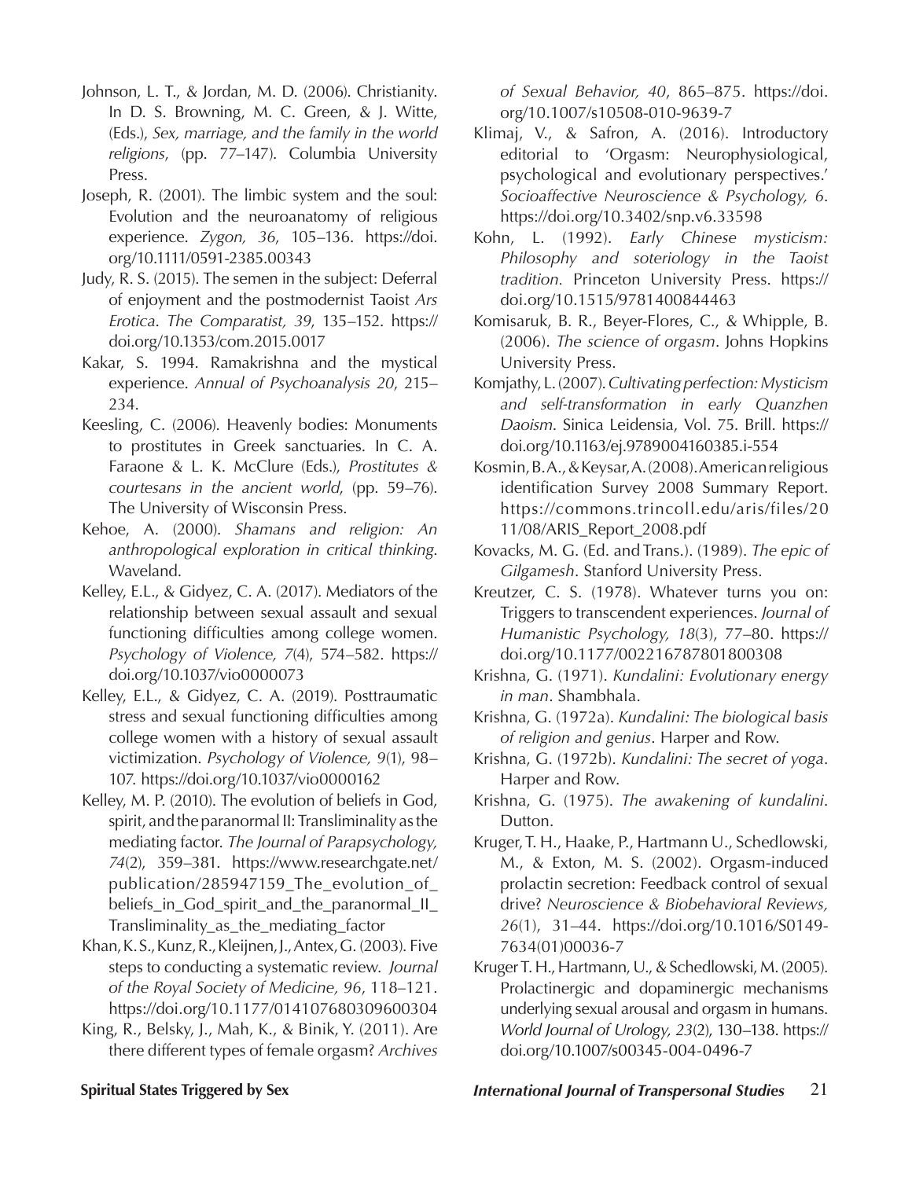Johnson, L. T., & Jordan, M. D. (2006). Christianity. In D. S. Browning, M. C. Green, & J. Witte, (Eds.), *Sex, marriage, and the family in the world religions*, (pp. 77–147). Columbia University Press.

Joseph, R. (2001). The limbic system and the soul: Evolution and the neuroanatomy of religious experience. *Zygon, 36*, 105–136. https://doi.org/10.1111/0591-2385.00343

Judy, R. S. (2015). The semen in the subject: Deferral of enjoyment and the postmodernist Taoist *Ars Erotica*. *The Comparatist, 39*, 135–152. https://doi.org/10.1353/com.2015.0017

Kakar, S. 1994. Ramakrishna and the mystical experience. *Annual of Psychoanalysis 20*, 215–234.

Keesling, C. (2006). Heavenly bodies: Monuments to prostitutes in Greek sanctuaries. In C. A. Faraone & L. K. McClure (Eds.), *Prostitutes & courtesans in the ancient world*, (pp. 59–76). The University of Wisconsin Press.

Kehoe, A. (2000). *Shamans and religion: An anthropological exploration in critical thinking.* Waveland.

Kelley, E.L., & Gidyez, C. A. (2017). Mediators of the relationship between sexual assault and sexual functioning difficulties among college women. *Psychology of Violence, 7*(4), 574–582. https://doi.org/10.1037/vio0000073

Kelley, E.L., & Gidyez, C. A. (2019). Posttraumatic stress and sexual functioning difficulties among college women with a history of sexual assault victimization. *Psychology of Violence, 9*(1), 98–107. https://doi.org/10.1037/vio0000162

Kelley, M. P. (2010). The evolution of beliefs in God, spirit, and the paranormal II: Transliminality as the mediating factor. *The Journal of Parapsychology, 74*(2), 359–381. https://www.researchgate.net/publication/285947159_The_evolution_of_beliefs_in_God_spirit_and_the_paranormal_II_Transliminality_as_the_mediating_factor

Khan, K. S., Kunz, R., Kleijnen, J., Antex, G. (2003). Five steps to conducting a systematic review. *Journal of the Royal Society of Medicine, 96*, 118–121. https://doi.org/10.1177/014107680309600304

King, R., Belsky, J., Mah, K., & Binik, Y. (2011). Are there different types of female orgasm? *Archives of Sexual Behavior, 40*, 865–875. https://doi.org/10.1007/s10508-010-9639-7

Klimaj, V., & Safron, A. (2016). Introductory editorial to 'Orgasm: Neurophysiological, psychological and evolutionary perspectives.' *Socioaffective Neuroscience & Psychology, 6*. https://doi.org/10.3402/snp.v6.33598

Kohn, L. (1992). *Early Chinese mysticism: Philosophy and soteriology in the Taoist tradition*. Princeton University Press. https://doi.org/10.1515/9781400844463

Komisaruk, B. R., Beyer-Flores, C., & Whipple, B. (2006). *The science of orgasm*. Johns Hopkins University Press.

Komjathy, L. (2007). *Cultivating perfection: Mysticism and self-transformation in early Quanzhen Daoism*. Sinica Leidensia, Vol. 75. Brill. https://doi.org/10.1163/ej.9789004160385.i-554

Kosmin, B. A., & Keysar, A. (2008). American religious identification Survey 2008 Summary Report. https://commons.trincoll.edu/aris/files/2011/08/ARIS_Report_2008.pdf

Kovacks, M. G. (Ed. and Trans.). (1989). *The epic of Gilgamesh*. Stanford University Press.

Kreutzer, C. S. (1978). Whatever turns you on: Triggers to transcendent experiences. *Journal of Humanistic Psychology, 18*(3), 77–80. https://doi.org/10.1177/002216787801800308

Krishna, G. (1971). *Kundalini: Evolutionary energy in man*. Shambhala.

Krishna, G. (1972a). *Kundalini: The biological basis of religion and genius*. Harper and Row.

Krishna, G. (1972b). *Kundalini: The secret of yoga*. Harper and Row.

Krishna, G. (1975). *The awakening of kundalini*. Dutton.

Kruger, T. H., Haake, P., Hartmann U., Schedlowski, M., & Exton, M. S. (2002). Orgasm-induced prolactin secretion: Feedback control of sexual drive? *Neuroscience & Biobehavioral Reviews, 26*(1), 31–44. https://doi.org/10.1016/S0149-7634(01)00036-7

Kruger T. H., Hartmann, U., & Schedlowski, M. (2005). Prolactinergic and dopaminergic mechanisms underlying sexual arousal and orgasm in humans. *World Journal of Urology, 23*(2), 130–138. https://doi.org/10.1007/s00345-004-0496-7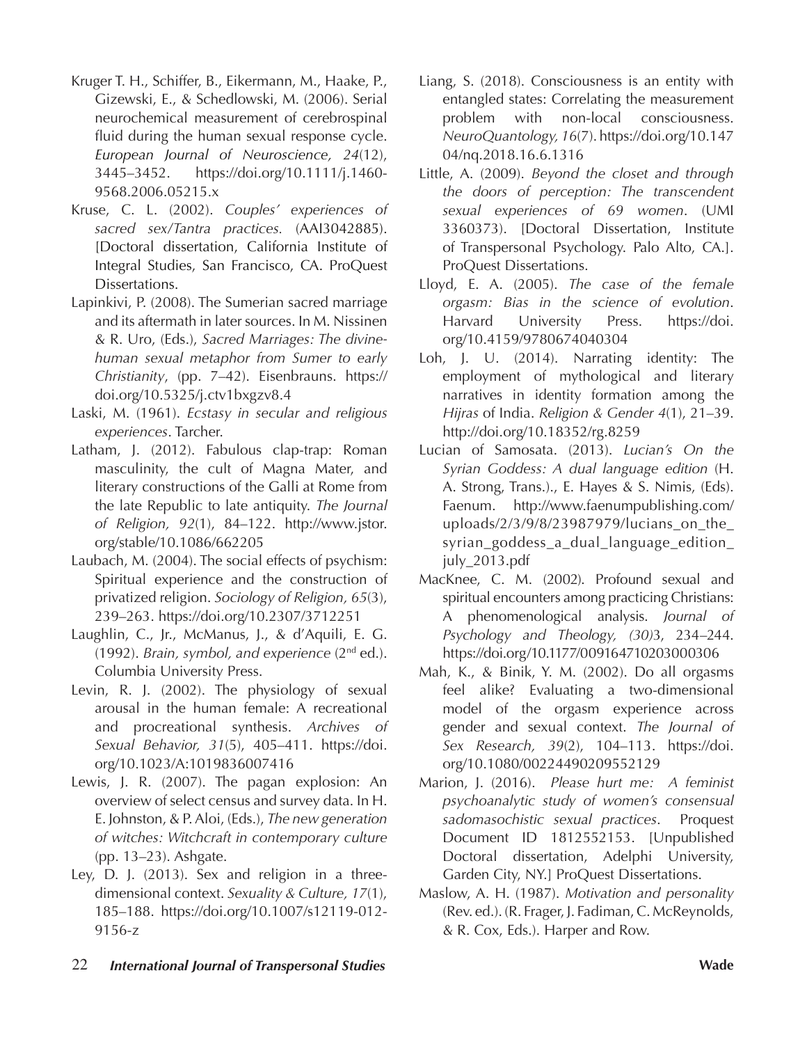Kruger T. H., Schiffer, B., Eikermann, M., Haake, P., Gizewski, E., & Schedlowski, M. (2006). Serial neurochemical measurement of cerebrospinal fluid during the human sexual response cycle. *European Journal of Neuroscience, 24*(12), 3445–3452. https://doi.org/10.1111/j.1460-9568.2006.05215.x

Kruse, C. L. (2002). *Couples' experiences of sacred sex/Tantra practices.* (AAI3042885). [Doctoral dissertation, California Institute of Integral Studies, San Francisco, CA. ProQuest Dissertations.

Lapinkivi, P. (2008). The Sumerian sacred marriage and its aftermath in later sources. In M. Nissinen & R. Uro, (Eds.), *Sacred Marriages: The divine-human sexual metaphor from Sumer to early Christianity*, (pp. 7–42). Eisenbrauns. https://doi.org/10.5325/j.ctv1bxgzv8.4

Laski, M. (1961). *Ecstasy in secular and religious experiences*. Tarcher.

Latham, J. (2012). Fabulous clap-trap: Roman masculinity, the cult of Magna Mater, and literary constructions of the Galli at Rome from the late Republic to late antiquity. *The Journal of Religion, 92*(1), 84–122. http://www.jstor.org/stable/10.1086/662205

Laubach, M. (2004). The social effects of psychism: Spiritual experience and the construction of privatized religion. *Sociology of Religion, 65*(3), 239–263. https://doi.org/10.2307/3712251

Laughlin, C., Jr., McManus, J., & d'Aquili, E. G. (1992). *Brain, symbol, and experience* (2nd ed.). Columbia University Press.

Levin, R. J. (2002). The physiology of sexual arousal in the human female: A recreational and procreational synthesis. *Archives of Sexual Behavior, 31*(5), 405–411. https://doi.org/10.1023/A:1019836007416

Lewis, J. R. (2007). The pagan explosion: An overview of select census and survey data. In H. E. Johnston, & P. Aloi, (Eds.), *The new generation of witches: Witchcraft in contemporary culture* (pp. 13–23). Ashgate.

Ley, D. J. (2013). Sex and religion in a three-dimensional context. *Sexuality & Culture, 17*(1), 185–188. https://doi.org/10.1007/s12119-012-9156-z

Liang, S. (2018). Consciousness is an entity with entangled states: Correlating the measurement problem with non-local consciousness. *NeuroQuantology, 16*(7). https://doi.org/10.14704/nq.2018.16.6.1316

Little, A. (2009). *Beyond the closet and through the doors of perception: The transcendent sexual experiences of 69 women*. (UMI 3360373). [Doctoral Dissertation, Institute of Transpersonal Psychology. Palo Alto, CA.]. ProQuest Dissertations.

Lloyd, E. A. (2005). *The case of the female orgasm: Bias in the science of evolution*. Harvard University Press. https://doi.org/10.4159/9780674040304

Loh, J. U. (2014). Narrating identity: The employment of mythological and literary narratives in identity formation among the *Hijras* of India. *Religion & Gender 4*(1), 21–39. http://doi.org/10.18352/rg.8259

Lucian of Samosata. (2013). *Lucian's On the Syrian Goddess: A dual language edition* (H. A. Strong, Trans.)., E. Hayes & S. Nimis, (Eds). Faenum. http://www.faenumpublishing.com/uploads/2/3/9/8/23987979/lucians_on_the_syrian_goddess_a_dual_language_edition_july_2013.pdf

MacKnee, C. M. (2002). Profound sexual and spiritual encounters among practicing Christians: A phenomenological analysis. *Journal of Psychology and Theology, (30)*3, 234–244. https://doi.org/10.1177/009164710203000306

Mah, K., & Binik, Y. M. (2002). Do all orgasms feel alike? Evaluating a two-dimensional model of the orgasm experience across gender and sexual context. *The Journal of Sex Research, 39*(2), 104–113. https://doi.org/10.1080/00224490209552129

Marion, J. (2016). *Please hurt me: A feminist psychoanalytic study of women's consensual sadomasochistic sexual practices*. Proquest Document ID 1812552153. [Unpublished Doctoral dissertation, Adelphi University, Garden City, NY.] ProQuest Dissertations.

Maslow, A. H. (1987). *Motivation and personality* (Rev. ed.). (R. Frager, J. Fadiman, C. McReynolds, & R. Cox, Eds.). Harper and Row.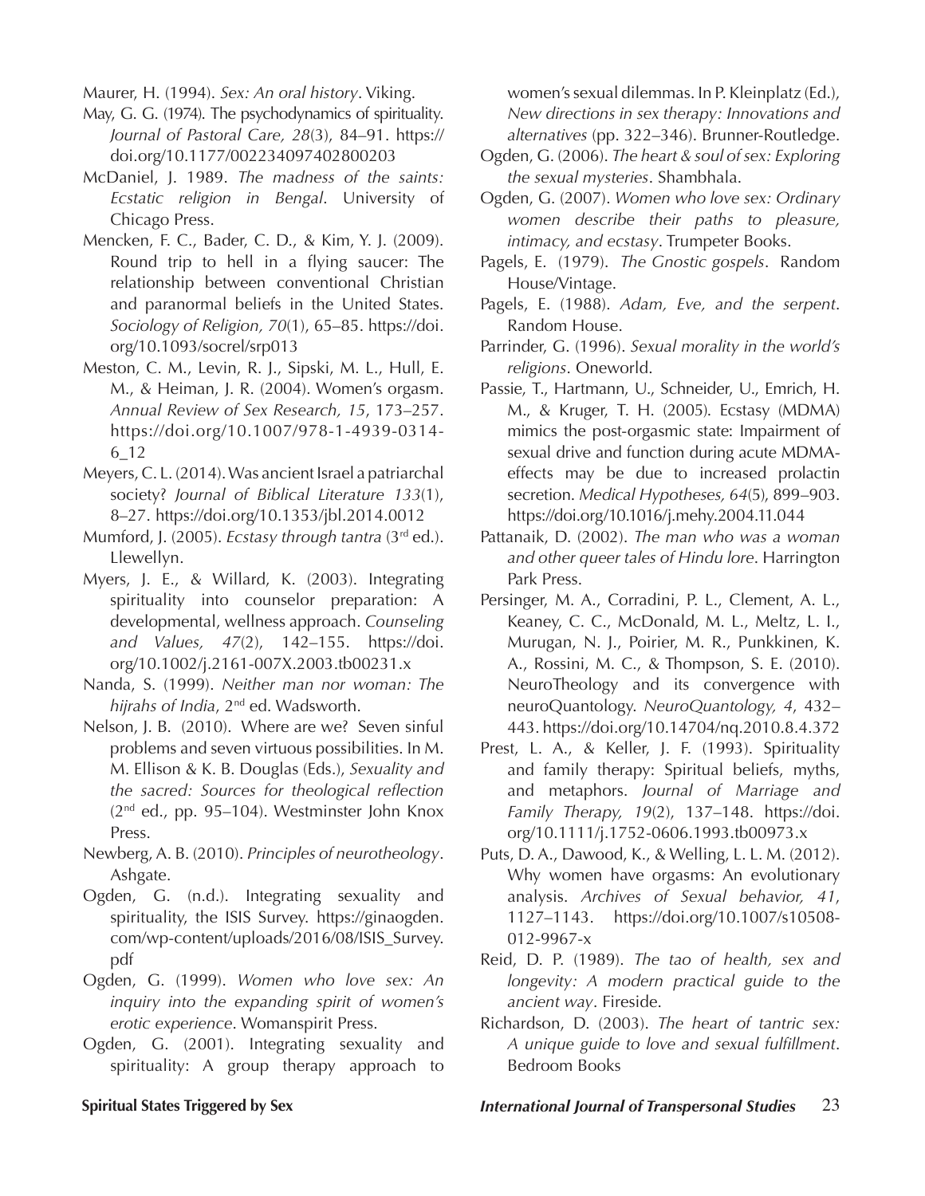Maurer, H. (1994). *Sex: An oral history*. Viking.

May, G. G. (1974). The psychodynamics of spirituality. *Journal of Pastoral Care, 28*(3), 84–91. https://doi.org/10.1177/002234097402800203

McDaniel, J. 1989. *The madness of the saints: Ecstatic religion in Bengal*. University of Chicago Press.

Mencken, F. C., Bader, C. D., & Kim, Y. J. (2009). Round trip to hell in a flying saucer: The relationship between conventional Christian and paranormal beliefs in the United States. *Sociology of Religion, 70*(1), 65–85. https://doi.org/10.1093/socrel/srp013

Meston, C. M., Levin, R. J., Sipski, M. L., Hull, E. M., & Heiman, J. R. (2004). Women's orgasm. *Annual Review of Sex Research, 15*, 173–257. https://doi.org/10.1007/978-1-4939-0314-6_12

Meyers, C. L. (2014). Was ancient Israel a patriarchal society? *Journal of Biblical Literature 133*(1), 8–27. https://doi.org/10.1353/jbl.2014.0012

Mumford, J. (2005). *Ecstasy through tantra* (3rd ed.). Llewellyn.

Myers, J. E., & Willard, K. (2003). Integrating spirituality into counselor preparation: A developmental, wellness approach. *Counseling and Values, 47*(2), 142–155. https://doi.org/10.1002/j.2161-007X.2003.tb00231.x

Nanda, S. (1999). *Neither man nor woman: The hijrahs of India*, 2nd ed. Wadsworth.

Nelson, J. B. (2010). Where are we? Seven sinful problems and seven virtuous possibilities. In M. M. Ellison & K. B. Douglas (Eds.), *Sexuality and the sacred: Sources for theological reflection* (2nd ed., pp. 95–104). Westminster John Knox Press.

Newberg, A. B. (2010). *Principles of neurotheology*. Ashgate.

Ogden, G. (n.d.). Integrating sexuality and spirituality, the ISIS Survey. https://ginaogden.com/wp-content/uploads/2016/08/ISIS_Survey.pdf

Ogden, G. (1999). *Women who love sex: An inquiry into the expanding spirit of women's erotic experience*. Womanspirit Press.

Ogden, G. (2001). Integrating sexuality and spirituality: A group therapy approach to women's sexual dilemmas. In P. Kleinplatz (Ed.), *New directions in sex therapy: Innovations and alternatives* (pp. 322–346). Brunner-Routledge.

Ogden, G. (2006). *The heart & soul of sex: Exploring the sexual mysteries*. Shambhala.

Ogden, G. (2007). *Women who love sex: Ordinary women describe their paths to pleasure, intimacy, and ecstasy*. Trumpeter Books.

Pagels, E. (1979). *The Gnostic gospels*. Random House/Vintage.

Pagels, E. (1988). *Adam, Eve, and the serpent*. Random House.

Parrinder, G. (1996). *Sexual morality in the world's religions*. Oneworld.

Passie, T., Hartmann, U., Schneider, U., Emrich, H. M., & Kruger, T. H. (2005). Ecstasy (MDMA) mimics the post-orgasmic state: Impairment of sexual drive and function during acute MDMA-effects may be due to increased prolactin secretion. *Medical Hypotheses, 64*(5), 899–903. https://doi.org/10.1016/j.mehy.2004.11.044

Pattanaik, D. (2002). *The man who was a woman and other queer tales of Hindu lore*. Harrington Park Press.

Persinger, M. A., Corradini, P. L., Clement, A. L., Keaney, C. C., McDonald, M. L., Meltz, L. I., Murugan, N. J., Poirier, M. R., Punkkinen, K. A., Rossini, M. C., & Thompson, S. E. (2010). NeuroTheology and its convergence with neuroQuantology. *NeuroQuantology, 4*, 432–443. https://doi.org/10.14704/nq.2010.8.4.372

Prest, L. A., & Keller, J. F. (1993). Spirituality and family therapy: Spiritual beliefs, myths, and metaphors. *Journal of Marriage and Family Therapy, 19*(2), 137–148. https://doi.org/10.1111/j.1752-0606.1993.tb00973.x

Puts, D. A., Dawood, K., & Welling, L. L. M. (2012). Why women have orgasms: An evolutionary analysis. *Archives of Sexual behavior, 41*, 1127–1143. https://doi.org/10.1007/s10508-012-9967-x

Reid, D. P. (1989). *The tao of health, sex and longevity: A modern practical guide to the ancient way*. Fireside.

Richardson, D. (2003). *The heart of tantric sex: A unique guide to love and sexual fulfillment*. Bedroom Books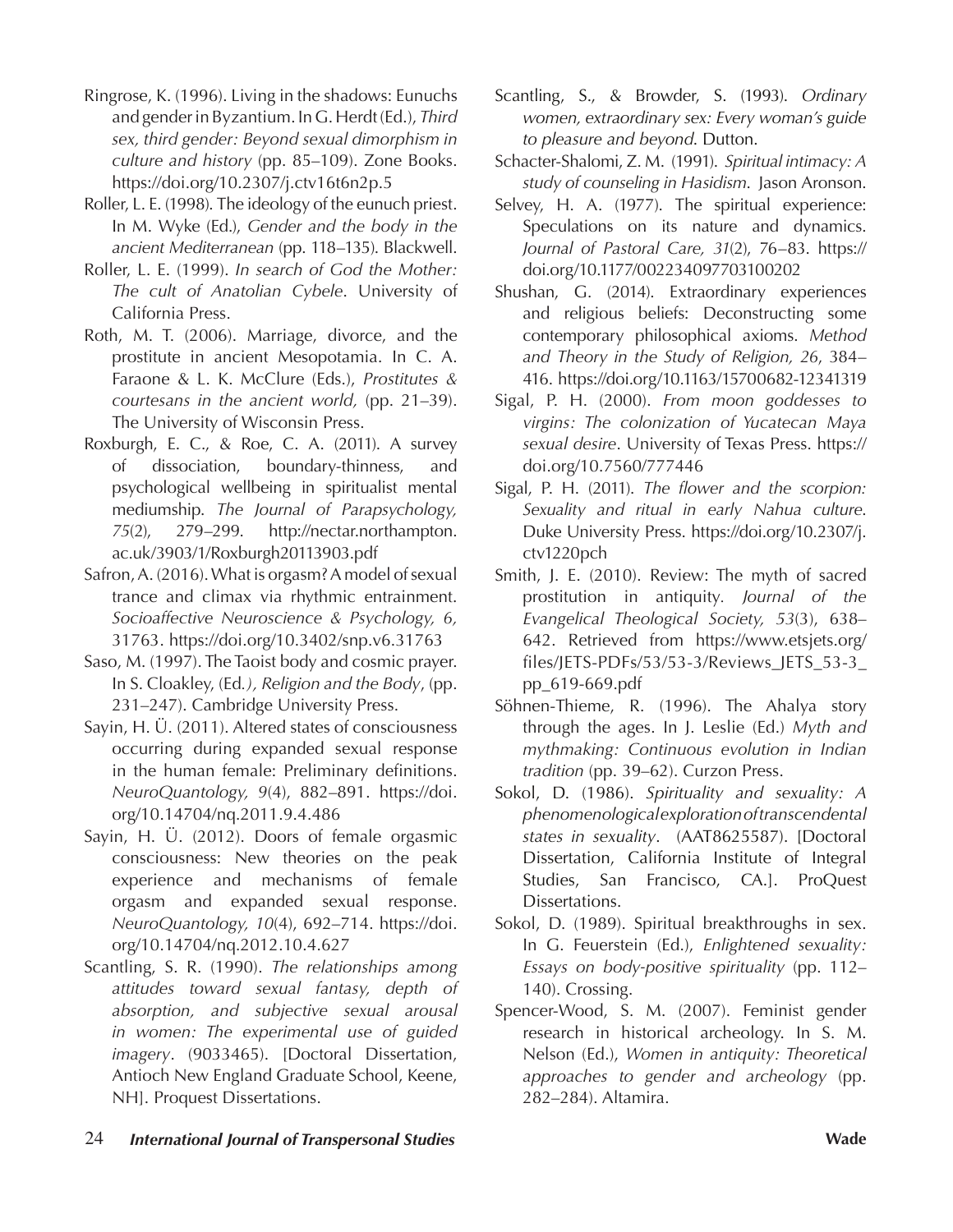Ringrose, K. (1996). Living in the shadows: Eunuchs and gender in Byzantium. In G. Herdt (Ed.), *Third sex, third gender: Beyond sexual dimorphism in culture and history* (pp. 85–109). Zone Books. https://doi.org/10.2307/j.ctv16t6n2p.5

Roller, L. E. (1998). The ideology of the eunuch priest. In M. Wyke (Ed.), *Gender and the body in the ancient Mediterranean* (pp. 118–135). Blackwell.

Roller, L. E. (1999). *In search of God the Mother: The cult of Anatolian Cybele*. University of California Press.

Roth, M. T. (2006). Marriage, divorce, and the prostitute in ancient Mesopotamia. In C. A. Faraone & L. K. McClure (Eds.), *Prostitutes & courtesans in the ancient world,* (pp. 21–39). The University of Wisconsin Press.

Roxburgh, E. C., & Roe, C. A. (2011). A survey of dissociation, boundary-thinness, and psychological wellbeing in spiritualist mental mediumship. *The Journal of Parapsychology, 75*(2), 279–299. http://nectar.northampton.ac.uk/3903/1/Roxburgh20113903.pdf

Safron, A. (2016). What is orgasm? A model of sexual trance and climax via rhythmic entrainment. *Socioaffective Neuroscience & Psychology, 6,* 31763. https://doi.org/10.3402/snp.v6.31763

Saso, M. (1997). The Taoist body and cosmic prayer. In S. Cloakley, (Ed*.), Religion and the Body*, (pp. 231–247). Cambridge University Press.

Sayin, H. Ü. (2011). Altered states of consciousness occurring during expanded sexual response in the human female: Preliminary definitions. *NeuroQuantology, 9*(4), 882–891. https://doi.org/10.14704/nq.2011.9.4.486

Sayin, H. Ü. (2012). Doors of female orgasmic consciousness: New theories on the peak experience and mechanisms of female orgasm and expanded sexual response. *NeuroQuantology, 10*(4), 692–714. https://doi.org/10.14704/nq.2012.10.4.627

Scantling, S. R. (1990). *The relationships among attitudes toward sexual fantasy, depth of absorption, and subjective sexual arousal in women: The experimental use of guided imagery*. (9033465). [Doctoral Dissertation, Antioch New England Graduate School, Keene, NH]. Proquest Dissertations.

Scantling, S., & Browder, S. (1993). *Ordinary women, extraordinary sex: Every woman's guide to pleasure and beyond*. Dutton.

Schacter-Shalomi, Z. M. (1991). *Spiritual intimacy: A study of counseling in Hasidism.* Jason Aronson.

Selvey, H. A. (1977). The spiritual experience: Speculations on its nature and dynamics. *Journal of Pastoral Care, 31*(2), 76–83. https://doi.org/10.1177/002234097703100202

Shushan, G. (2014). Extraordinary experiences and religious beliefs: Deconstructing some contemporary philosophical axioms. *Method and Theory in the Study of Religion, 26*, 384–416. https://doi.org/10.1163/15700682-12341319

Sigal, P. H. (2000). *From moon goddesses to virgins: The colonization of Yucatecan Maya sexual desire*. University of Texas Press. https://doi.org/10.7560/777446

Sigal, P. H. (2011). *The flower and the scorpion: Sexuality and ritual in early Nahua culture*. Duke University Press. https://doi.org/10.2307/j.ctv1220pch

Smith, J. E. (2010). Review: The myth of sacred prostitution in antiquity. *Journal of the Evangelical Theological Society, 53*(3), 638–642. Retrieved from https://www.etsjets.org/files/JETS-PDFs/53/53-3/Reviews_JETS_53-3_pp_619-669.pdf

Söhnen-Thieme, R. (1996). The Ahalya story through the ages. In J. Leslie (Ed.) *Myth and mythmaking: Continuous evolution in Indian tradition* (pp. 39–62). Curzon Press.

Sokol, D. (1986). *Spirituality and sexuality: A phenomenological exploration of transcendental states in sexuality*. (AAT8625587). [Doctoral Dissertation, California Institute of Integral Studies, San Francisco, CA.]. ProQuest Dissertations.

Sokol, D. (1989). Spiritual breakthroughs in sex. In G. Feuerstein (Ed.), *Enlightened sexuality: Essays on body-positive spirituality* (pp. 112–140). Crossing.

Spencer-Wood, S. M. (2007). Feminist gender research in historical archeology. In S. M. Nelson (Ed.), *Women in antiquity: Theoretical approaches to gender and archeology* (pp. 282–284). Altamira.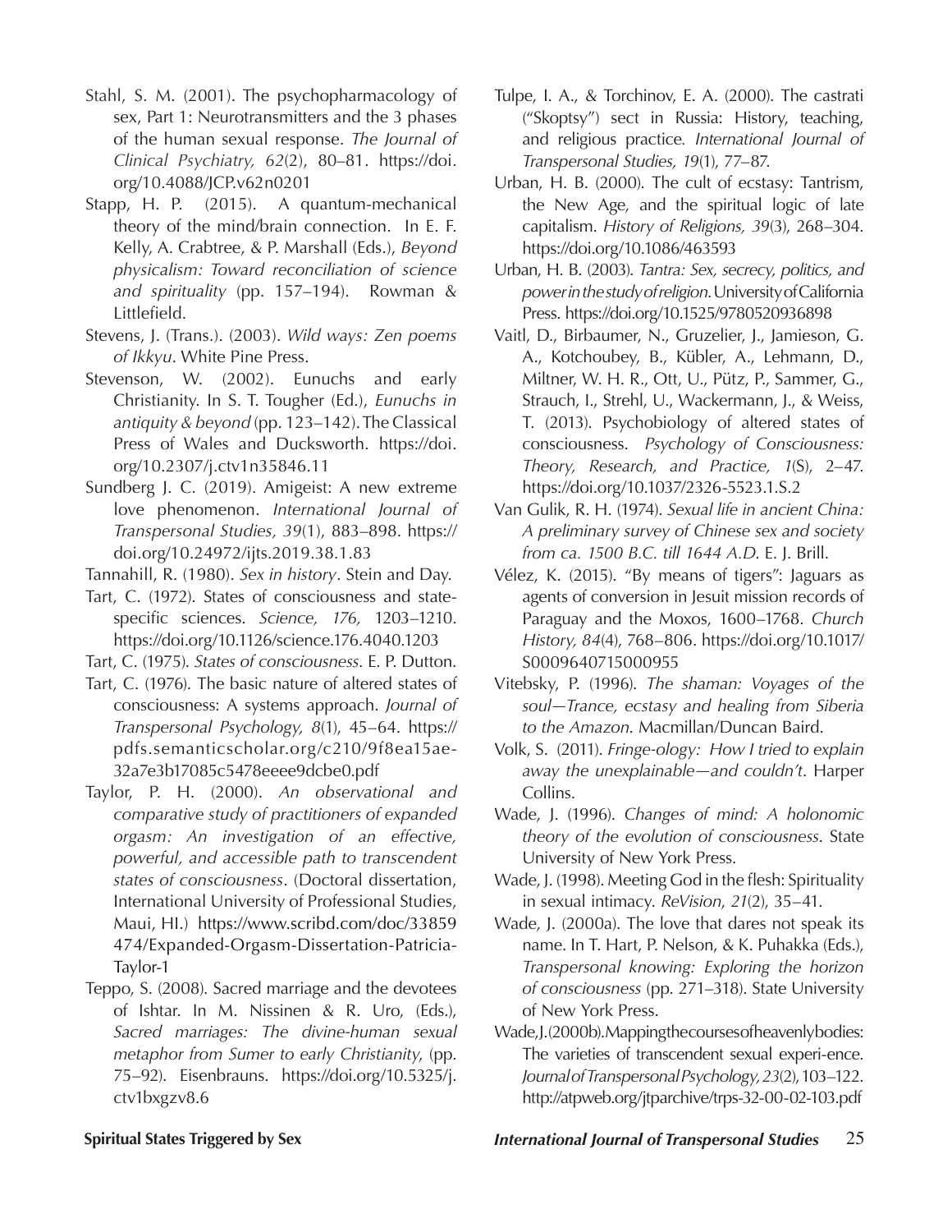Stahl, S. M. (2001). The psychopharmacology of sex, Part 1: Neurotransmitters and the 3 phases of the human sexual response. *The Journal of Clinical Psychiatry, 62*(2), 80–81. https://doi.org/10.4088/JCP.v62n0201

Stapp, H. P. (2015). A quantum-mechanical theory of the mind/brain connection. In E. F. Kelly, A. Crabtree, & P. Marshall (Eds.), *Beyond physicalism: Toward reconciliation of science and spirituality* (pp. 157–194). Rowman & Littlefield.

Stevens, J. (Trans.). (2003). *Wild ways: Zen poems of Ikkyu*. White Pine Press.

Stevenson, W. (2002). Eunuchs and early Christianity. In S. T. Tougher (Ed.), *Eunuchs in antiquity & beyond* (pp. 123–142). The Classical Press of Wales and Ducksworth. https://doi.org/10.2307/j.ctv1n35846.11

Sundberg J. C. (2019). Amigeist: A new extreme love phenomenon. *International Journal of Transpersonal Studies, 39*(1), 883–898. https://doi.org/10.24972/ijts.2019.38.1.83

Tannahill, R. (1980). *Sex in history*. Stein and Day.

Tart, C. (1972). States of consciousness and state-specific sciences. *Science, 176,* 1203–1210. https://doi.org/10.1126/science.176.4040.1203

Tart, C. (1975). *States of consciousness*. E. P. Dutton.

Tart, C. (1976). The basic nature of altered states of consciousness: A systems approach. *Journal of Transpersonal Psychology, 8*(1), 45–64. https://pdfs.semanticscholar.org/c210/9f8ea15ae32a7e3b17085c5478eeee9dcbe0.pdf

Taylor, P. H. (2000). *An observational and comparative study of practitioners of expanded orgasm: An investigation of an effective, powerful, and accessible path to transcendent states of consciousness*. (Doctoral dissertation, International University of Professional Studies, Maui, HI.) https://www.scribd.com/doc/33859474/Expanded-Orgasm-Dissertation-Patricia-Taylor-1

Teppo, S. (2008). Sacred marriage and the devotees of Ishtar. In M. Nissinen & R. Uro, (Eds.), *Sacred marriages: The divine-human sexual metaphor from Sumer to early Christianity*, (pp. 75–92). Eisenbrauns. https://doi.org/10.5325/j.ctv1bxgzv8.6

Tulpe, I. A., & Torchinov, E. A. (2000). The castrati ("Skoptsy") sect in Russia: History, teaching, and religious practice. *International Journal of Transpersonal Studies, 19*(1), 77–87.

Urban, H. B. (2000). The cult of ecstasy: Tantrism, the New Age, and the spiritual logic of late capitalism. *History of Religions, 39*(3), 268–304. https://doi.org/10.1086/463593

Urban, H. B. (2003). *Tantra: Sex, secrecy, politics, and power in the study of religion*. University of California Press. https://doi.org/10.1525/9780520936898

Vaitl, D., Birbaumer, N., Gruzelier, J., Jamieson, G. A., Kotchoubey, B., Kübler, A., Lehmann, D., Miltner, W. H. R., Ott, U., Pütz, P., Sammer, G., Strauch, I., Strehl, U., Wackermann, J., & Weiss, T. (2013). Psychobiology of altered states of consciousness. *Psychology of Consciousness: Theory, Research, and Practice, 1*(S), 2–47. https://doi.org/10.1037/2326-5523.1.S.2

Van Gulik, R. H. (1974). *Sexual life in ancient China: A preliminary survey of Chinese sex and society from ca. 1500 B.C. till 1644 A.D*. E. J. Brill.

Vélez, K. (2015). "By means of tigers": Jaguars as agents of conversion in Jesuit mission records of Paraguay and the Moxos, 1600–1768. *Church History, 84*(4), 768–806. https://doi.org/10.1017/S0009640715000955

Vitebsky, P. (1996). *The shaman: Voyages of the soul—Trance, ecstasy and healing from Siberia to the Amazon*. Macmillan/Duncan Baird.

Volk, S. (2011). *Fringe-ology: How I tried to explain away the unexplainable—and couldn't*. Harper Collins.

Wade, J. (1996). *Changes of mind: A holonomic theory of the evolution of consciousness*. State University of New York Press.

Wade, J. (1998). Meeting God in the flesh: Spirituality in sexual intimacy. *ReVision*, *21*(2), 35–41.

Wade, J. (2000a). The love that dares not speak its name. In T. Hart, P. Nelson, & K. Puhakka (Eds.), *Transpersonal knowing: Exploring the horizon of consciousness* (pp. 271–318). State University of New York Press.

Wade, J. (2000b). Mapping the courses of heavenly bodies: The varieties of transcendent sexual experi-ence. *Journal of Transpersonal Psychology, 23*(2), 103–122. http://atpweb.org/jtparchive/trps-32-00-02-103.pdf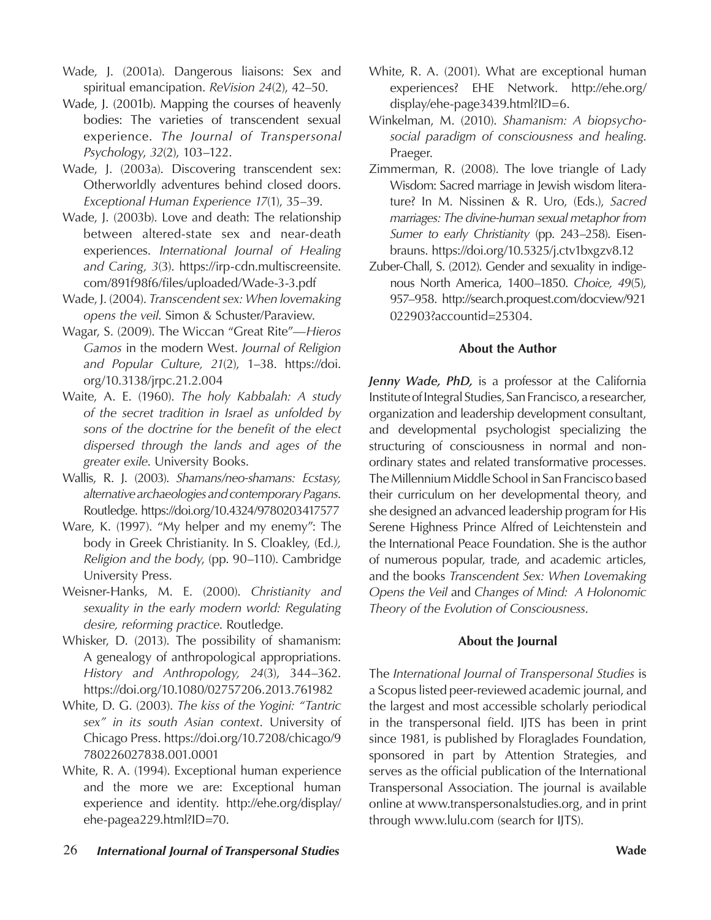Wade, J. (2001a). Dangerous liaisons: Sex and spiritual emancipation. *ReVision 24*(2), 42–50.

Wade, J. (2001b). Mapping the courses of heavenly bodies: The varieties of transcendent sexual experience. *The Journal of Transpersonal Psychology*, *32*(2), 103–122.

Wade, J. (2003a). Discovering transcendent sex: Otherworldly adventures behind closed doors. *Exceptional Human Experience 17*(1), 35–39.

Wade, J. (2003b). Love and death: The relationship between altered-state sex and near-death experiences. *International Journal of Healing and Caring, 3*(3). https://irp-cdn.multiscreensite.com/891f98f6/files/uploaded/Wade-3-3.pdf

Wade, J. (2004). *Transcendent sex: When lovemaking opens the veil*. Simon & Schuster/Paraview.

Wagar, S. (2009). The Wiccan "Great Rite"—*Hieros Gamos* in the modern West. *Journal of Religion and Popular Culture, 21*(2), 1–38. https://doi.org/10.3138/jrpc.21.2.004

Waite, A. E. (1960). *The holy Kabbalah: A study of the secret tradition in Israel as unfolded by sons of the doctrine for the benefit of the elect dispersed through the lands and ages of the greater exile*. University Books.

Wallis, R. J. (2003). *Shamans/neo-shamans: Ecstasy, alternative archaeologies and contemporary Pagans*. Routledge. https://doi.org/10.4324/9780203417577

Ware, K. (1997). "My helper and my enemy": The body in Greek Christianity. In S. Cloakley, (Ed.*), Religion and the body*, (pp. 90–110). Cambridge University Press.

Weisner-Hanks, M. E. (2000). *Christianity and sexuality in the early modern world: Regulating desire, reforming practice*. Routledge.

Whisker, D. (2013). The possibility of shamanism: A genealogy of anthropological appropriations. *History and Anthropology, 24*(3), 344–362. https://doi.org/10.1080/02757206.2013.761982

White, D. G. (2003). *The kiss of the Yogini: "Tantric sex" in its south Asian context*. University of Chicago Press. https://doi.org/10.7208/chicago/9780226027838.001.0001

White, R. A. (1994). Exceptional human experience and the more we are: Exceptional human experience and identity. http://ehe.org/display/ehe-pagea229.html?ID=70.

White, R. A. (2001). What are exceptional human experiences? EHE Network. http://ehe.org/display/ehe-page3439.html?ID=6.

Winkelman, M. (2010). *Shamanism: A biopsychosocial paradigm of consciousness and healing*. Praeger.

Zimmerman, R. (2008). The love triangle of Lady Wisdom: Sacred marriage in Jewish wisdom literature? In M. Nissinen & R. Uro, (Eds.), *Sacred marriages: The divine-human sexual metaphor from Sumer to early Christianity* (pp. 243–258). Eisenbrauns. https://doi.org/10.5325/j.ctv1bxgzv8.12

Zuber-Chall, S. (2012). Gender and sexuality in indigenous North America, 1400–1850. *Choice, 49*(5), 957–958. http://search.proquest.com/docview/921022903?accountid=25304.

## About the Author

***Jenny Wade, PhD,*** is a professor at the California Institute of Integral Studies, San Francisco, a researcher, organization and leadership development consultant, and developmental psychologist specializing the structuring of consciousness in normal and non-ordinary states and related transformative processes. The Millennium Middle School in San Francisco based their curriculum on her developmental theory, and she designed an advanced leadership program for His Serene Highness Prince Alfred of Leichtenstein and the International Peace Foundation. She is the author of numerous popular, trade, and academic articles, and the books *Transcendent Sex: When Lovemaking Opens the Veil* and *Changes of Mind: A Holonomic Theory of the Evolution of Consciousness*.

## About the Journal

The *International Journal of Transpersonal Studies* is a Scopus listed peer-reviewed academic journal, and the largest and most accessible scholarly periodical in the transpersonal field. IJTS has been in print since 1981, is published by Floraglades Foundation, sponsored in part by Attention Strategies, and serves as the official publication of the International Transpersonal Association. The journal is available online at www.transpersonalstudies.org, and in print through www.lulu.com (search for IJTS).